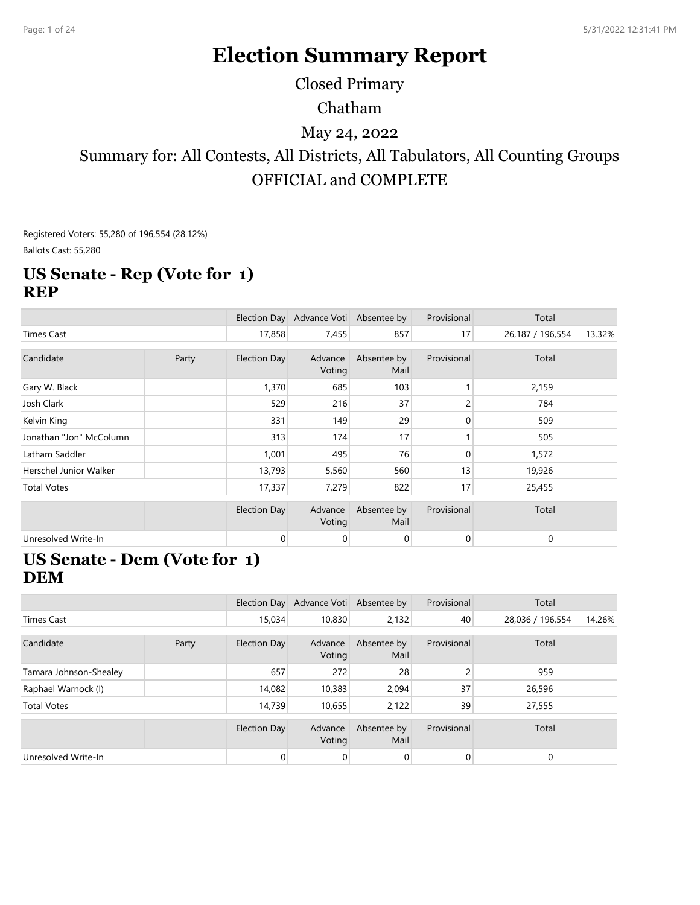# Election Summary Report

Closed Primary

Chatham

May 24, 2022

Summary for: All Contests, All Districts, All Tabulators, All Counting Groups

OFFICIAL and COMPLETE

Registered Voters: 55,280 of 196,554 (28.12%)

Ballots Cast: 55,280

## US Senate - Rep (Vote for 1)
## REP

| | | Election Day | Advance Voti | Absentee by | Provisional | Total | |
|---|---|---|---|---|---|---|---|
| Times Cast | | 17,858 | 7,455 | 857 | 17 | 26,187 / 196,554 | 13.32% |

| Candidate | Party | Election Day | Advance Voting | Absentee by Mail | Provisional | Total | |
|---|---|---|---|---|---|---|---|
| Gary W. Black | | 1,370 | 685 | 103 | 1 | 2,159 | |
| Josh Clark | | 529 | 216 | 37 | 2 | 784 | |
| Kelvin King | | 331 | 149 | 29 | 0 | 509 | |
| Jonathan "Jon" McColumn | | 313 | 174 | 17 | 1 | 505 | |
| Latham Saddler | | 1,001 | 495 | 76 | 0 | 1,572 | |
| Herschel Junior Walker | | 13,793 | 5,560 | 560 | 13 | 19,926 | |
| Total Votes | | 17,337 | 7,279 | 822 | 17 | 25,455 | |

| | | Election Day | Advance Voting | Absentee by Mail | Provisional | Total | |
|---|---|---|---|---|---|---|---|
| Unresolved Write-In | | 0 | 0 | 0 | 0 | 0 | |

## US Senate - Dem (Vote for 1)
## DEM

| | | Election Day | Advance Voti | Absentee by | Provisional | Total | |
|---|---|---|---|---|---|---|---|
| Times Cast | | 15,034 | 10,830 | 2,132 | 40 | 28,036 / 196,554 | 14.26% |

| Candidate | Party | Election Day | Advance Voting | Absentee by Mail | Provisional | Total | |
|---|---|---|---|---|---|---|---|
| Tamara Johnson-Shealey | | 657 | 272 | 28 | 2 | 959 | |
| Raphael Warnock (I) | | 14,082 | 10,383 | 2,094 | 37 | 26,596 | |
| Total Votes | | 14,739 | 10,655 | 2,122 | 39 | 27,555 | |

| | | Election Day | Advance Voting | Absentee by Mail | Provisional | Total | |
|---|---|---|---|---|---|---|---|
| Unresolved Write-In | | 0 | 0 | 0 | 0 | 0 | |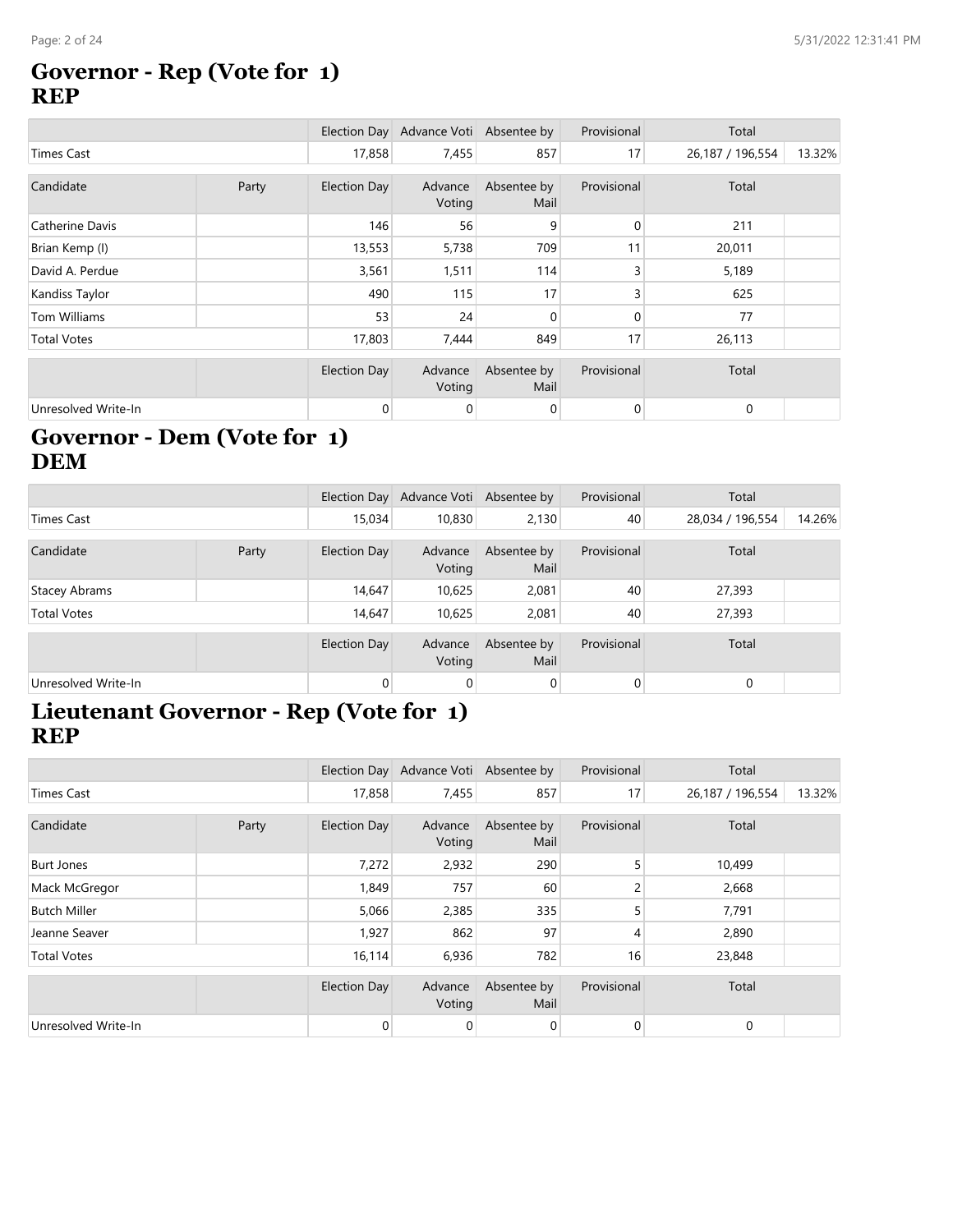## Governor - Rep (Vote for 1)
## REP

| | | Election Day | Advance Voti | Absentee by | Provisional | Total | |
|---|---|---|---|---|---|---|---|
| Times Cast | | 17,858 | 7,455 | 857 | 17 | 26,187 / 196,554 | 13.32% |

| Candidate | Party | Election Day | Advance Voting | Absentee by Mail | Provisional | Total | |
|---|---|---|---|---|---|---|---|
| Catherine Davis | | 146 | 56 | 9 | 0 | 211 | |
| Brian Kemp (I) | | 13,553 | 5,738 | 709 | 11 | 20,011 | |
| David A. Perdue | | 3,561 | 1,511 | 114 | 3 | 5,189 | |
| Kandiss Taylor | | 490 | 115 | 17 | 3 | 625 | |
| Tom Williams | | 53 | 24 | 0 | 0 | 77 | |
| Total Votes | | 17,803 | 7,444 | 849 | 17 | 26,113 | |

| | | Election Day | Advance Voting | Absentee by Mail | Provisional | Total | |
|---|---|---|---|---|---|---|---|
| Unresolved Write-In | | 0 | 0 | 0 | 0 | 0 | |

## Governor - Dem (Vote for 1)
## DEM

| | | Election Day | Advance Voti | Absentee by | Provisional | Total | |
|---|---|---|---|---|---|---|---|
| Times Cast | | 15,034 | 10,830 | 2,130 | 40 | 28,034 / 196,554 | 14.26% |

| Candidate | Party | Election Day | Advance Voting | Absentee by Mail | Provisional | Total | |
|---|---|---|---|---|---|---|---|
| Stacey Abrams | | 14,647 | 10,625 | 2,081 | 40 | 27,393 | |
| Total Votes | | 14,647 | 10,625 | 2,081 | 40 | 27,393 | |

| | | Election Day | Advance Voting | Absentee by Mail | Provisional | Total | |
|---|---|---|---|---|---|---|---|
| Unresolved Write-In | | 0 | 0 | 0 | 0 | 0 | |

## Lieutenant Governor - Rep (Vote for 1)
## REP

| | | Election Day | Advance Voti | Absentee by | Provisional | Total | |
|---|---|---|---|---|---|---|---|
| Times Cast | | 17,858 | 7,455 | 857 | 17 | 26,187 / 196,554 | 13.32% |

| Candidate | Party | Election Day | Advance Voting | Absentee by Mail | Provisional | Total | |
|---|---|---|---|---|---|---|---|
| Burt Jones | | 7,272 | 2,932 | 290 | 5 | 10,499 | |
| Mack McGregor | | 1,849 | 757 | 60 | 2 | 2,668 | |
| Butch Miller | | 5,066 | 2,385 | 335 | 5 | 7,791 | |
| Jeanne Seaver | | 1,927 | 862 | 97 | 4 | 2,890 | |
| Total Votes | | 16,114 | 6,936 | 782 | 16 | 23,848 | |

| | | Election Day | Advance Voting | Absentee by Mail | Provisional | Total | |
|---|---|---|---|---|---|---|---|
| Unresolved Write-In | | 0 | 0 | 0 | 0 | 0 | |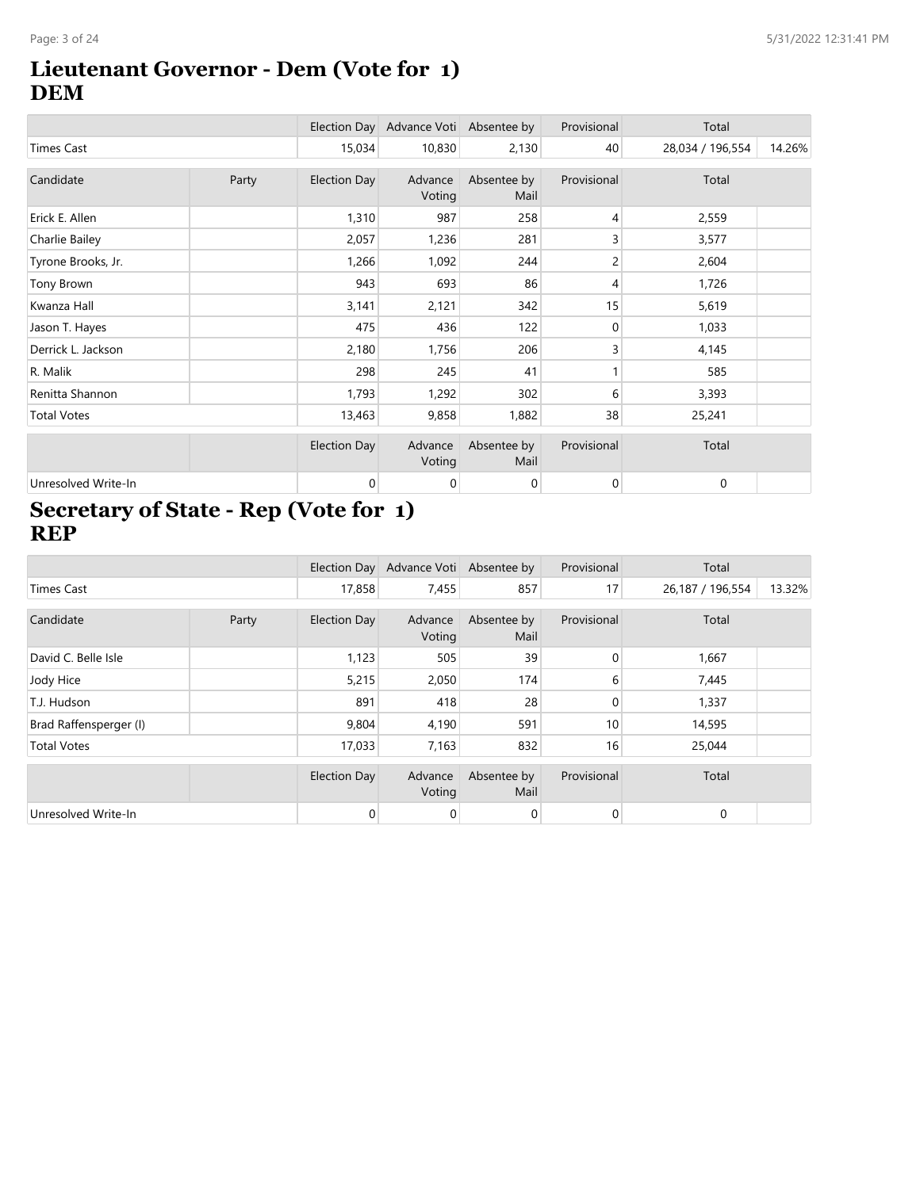# Lieutenant Governor - Dem (Vote for 1)
## DEM

| | | Election Day | Advance Voti | Absentee by | Provisional | Total | |
|---|---|---|---|---|---|---|---|
| Times Cast | | 15,034 | 10,830 | 2,130 | 40 | 28,034 / 196,554 | 14.26% |

| Candidate | Party | Election Day | Advance Voting | Absentee by Mail | Provisional | Total | |
|---|---|---|---|---|---|---|---|
| Erick E. Allen | | 1,310 | 987 | 258 | 4 | 2,559 | |
| Charlie Bailey | | 2,057 | 1,236 | 281 | 3 | 3,577 | |
| Tyrone Brooks, Jr. | | 1,266 | 1,092 | 244 | 2 | 2,604 | |
| Tony Brown | | 943 | 693 | 86 | 4 | 1,726 | |
| Kwanza Hall | | 3,141 | 2,121 | 342 | 15 | 5,619 | |
| Jason T. Hayes | | 475 | 436 | 122 | 0 | 1,033 | |
| Derrick L. Jackson | | 2,180 | 1,756 | 206 | 3 | 4,145 | |
| R. Malik | | 298 | 245 | 41 | 1 | 585 | |
| Renitta Shannon | | 1,793 | 1,292 | 302 | 6 | 3,393 | |
| Total Votes | | 13,463 | 9,858 | 1,882 | 38 | 25,241 | |

| | | Election Day | Advance Voting | Absentee by Mail | Provisional | Total | |
|---|---|---|---|---|---|---|---|
| Unresolved Write-In | | 0 | 0 | 0 | 0 | 0 | |

# Secretary of State - Rep (Vote for 1)
## REP

| | | Election Day | Advance Voti | Absentee by | Provisional | Total | |
|---|---|---|---|---|---|---|---|
| Times Cast | | 17,858 | 7,455 | 857 | 17 | 26,187 / 196,554 | 13.32% |

| Candidate | Party | Election Day | Advance Voting | Absentee by Mail | Provisional | Total | |
|---|---|---|---|---|---|---|---|
| David C. Belle Isle | | 1,123 | 505 | 39 | 0 | 1,667 | |
| Jody Hice | | 5,215 | 2,050 | 174 | 6 | 7,445 | |
| T.J. Hudson | | 891 | 418 | 28 | 0 | 1,337 | |
| Brad Raffensperger (I) | | 9,804 | 4,190 | 591 | 10 | 14,595 | |
| Total Votes | | 17,033 | 7,163 | 832 | 16 | 25,044 | |

| | | Election Day | Advance Voting | Absentee by Mail | Provisional | Total | |
|---|---|---|---|---|---|---|---|
| Unresolved Write-In | | 0 | 0 | 0 | 0 | 0 | |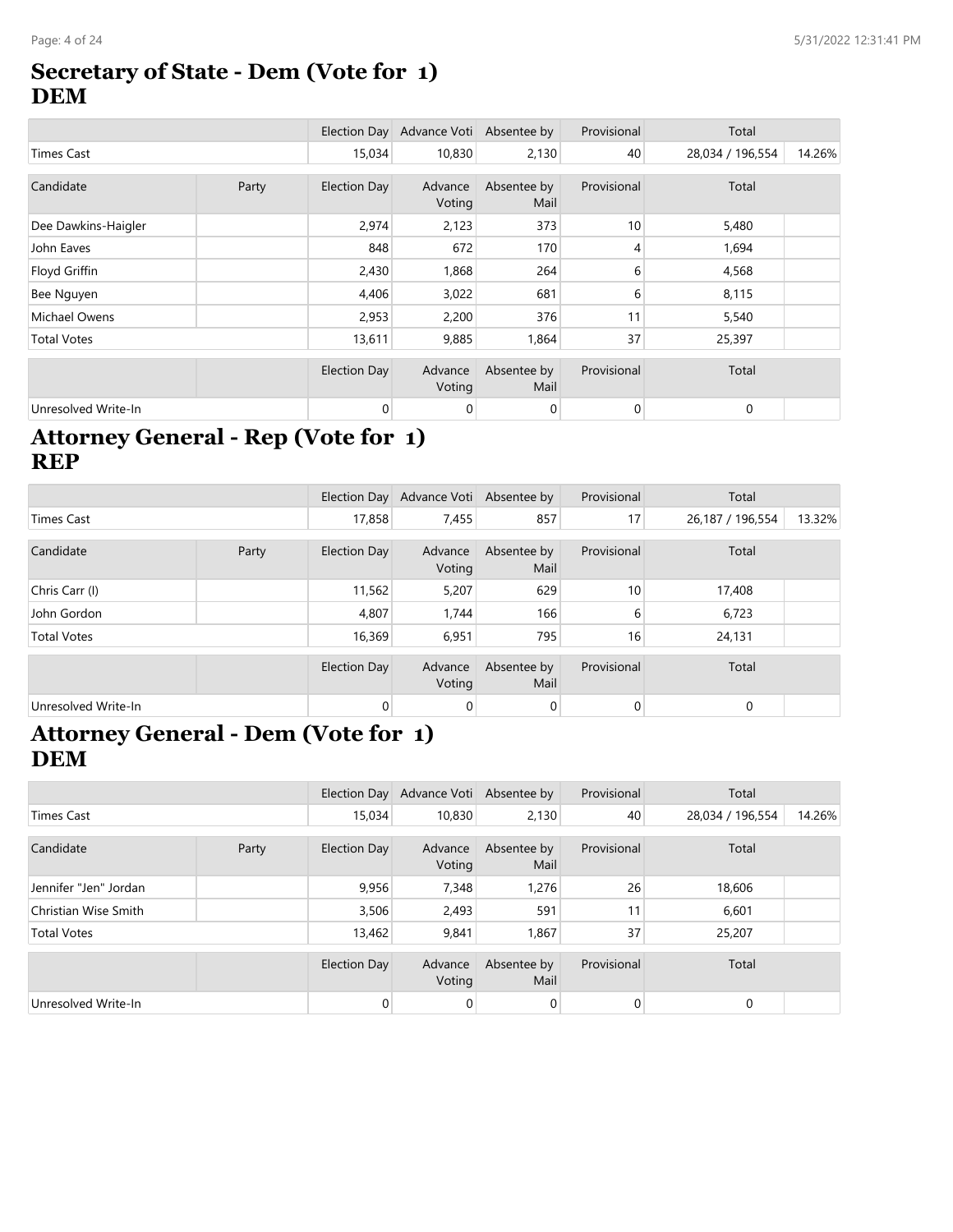## Secretary of State - Dem (Vote for 1)
## DEM

| | | Election Day | Advance Voti | Absentee by | Provisional | Total | |
|---|---|---|---|---|---|---|---|
| Times Cast | | 15,034 | 10,830 | 2,130 | 40 | 28,034 / 196,554 | 14.26% |

| Candidate | Party | Election Day | Advance Voting | Absentee by Mail | Provisional | Total | |
|---|---|---|---|---|---|---|---|
| Dee Dawkins-Haigler | | 2,974 | 2,123 | 373 | 10 | 5,480 | |
| John Eaves | | 848 | 672 | 170 | 4 | 1,694 | |
| Floyd Griffin | | 2,430 | 1,868 | 264 | 6 | 4,568 | |
| Bee Nguyen | | 4,406 | 3,022 | 681 | 6 | 8,115 | |
| Michael Owens | | 2,953 | 2,200 | 376 | 11 | 5,540 | |
| Total Votes | | 13,611 | 9,885 | 1,864 | 37 | 25,397 | |

| | | Election Day | Advance Voting | Absentee by Mail | Provisional | Total | |
|---|---|---|---|---|---|---|---|
| Unresolved Write-In | | 0 | 0 | 0 | 0 | 0 | |

## Attorney General - Rep (Vote for 1)
## REP

| | | Election Day | Advance Voti | Absentee by | Provisional | Total | |
|---|---|---|---|---|---|---|---|
| Times Cast | | 17,858 | 7,455 | 857 | 17 | 26,187 / 196,554 | 13.32% |

| Candidate | Party | Election Day | Advance Voting | Absentee by Mail | Provisional | Total | |
|---|---|---|---|---|---|---|---|
| Chris Carr (I) | | 11,562 | 5,207 | 629 | 10 | 17,408 | |
| John Gordon | | 4,807 | 1,744 | 166 | 6 | 6,723 | |
| Total Votes | | 16,369 | 6,951 | 795 | 16 | 24,131 | |

| | | Election Day | Advance Voting | Absentee by Mail | Provisional | Total | |
|---|---|---|---|---|---|---|---|
| Unresolved Write-In | | 0 | 0 | 0 | 0 | 0 | |

## Attorney General - Dem (Vote for 1)
## DEM

| | | Election Day | Advance Voti | Absentee by | Provisional | Total | |
|---|---|---|---|---|---|---|---|
| Times Cast | | 15,034 | 10,830 | 2,130 | 40 | 28,034 / 196,554 | 14.26% |

| Candidate | Party | Election Day | Advance Voting | Absentee by Mail | Provisional | Total | |
|---|---|---|---|---|---|---|---|
| Jennifer "Jen" Jordan | | 9,956 | 7,348 | 1,276 | 26 | 18,606 | |
| Christian Wise Smith | | 3,506 | 2,493 | 591 | 11 | 6,601 | |
| Total Votes | | 13,462 | 9,841 | 1,867 | 37 | 25,207 | |

| | | Election Day | Advance Voting | Absentee by Mail | Provisional | Total | |
|---|---|---|---|---|---|---|---|
| Unresolved Write-In | | 0 | 0 | 0 | 0 | 0 | |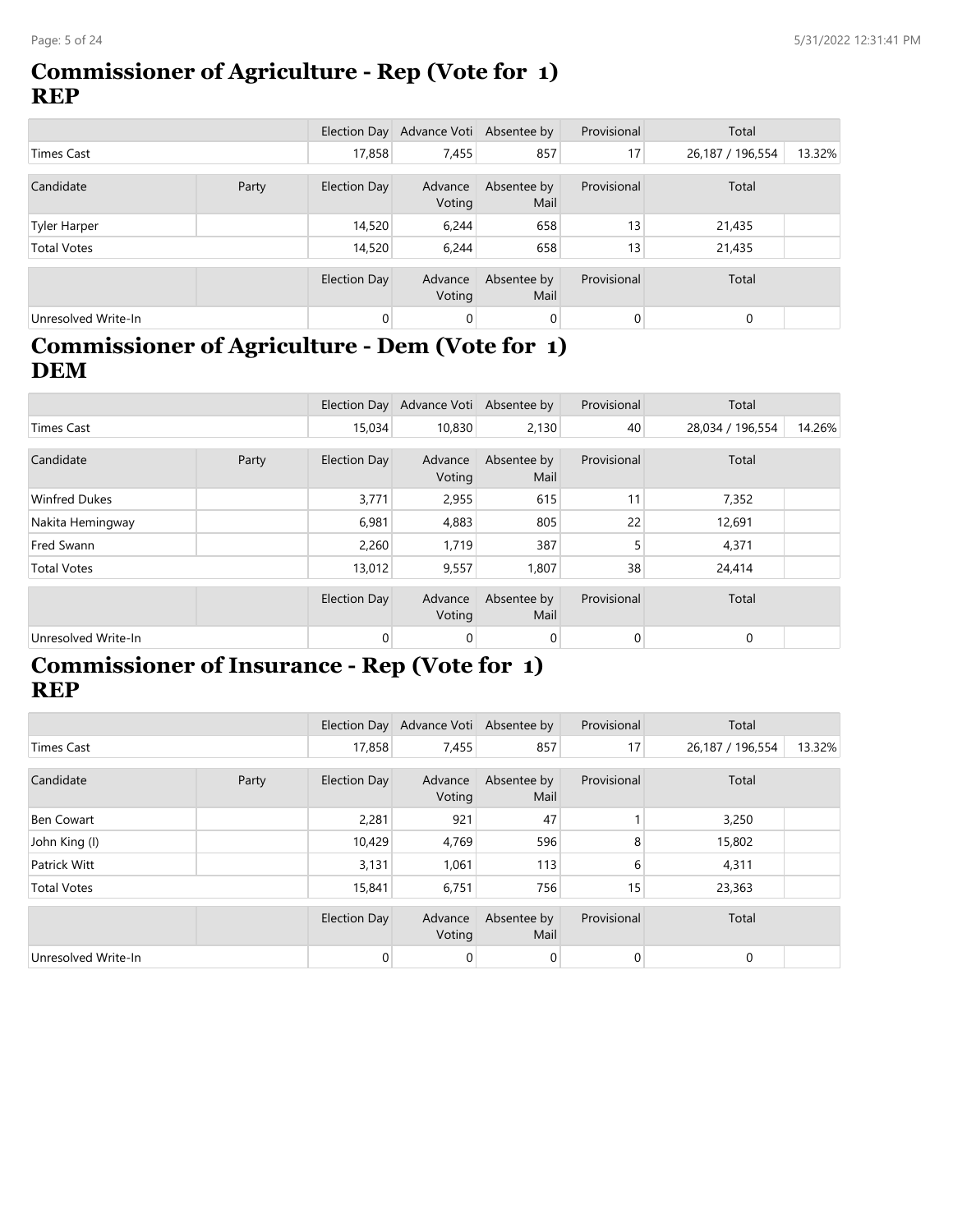## Commissioner of Agriculture - Rep (Vote for 1)
## REP

| | | Election Day | Advance Voti | Absentee by | Provisional | Total | |
|---|---|---|---|---|---|---|---|
| Times Cast | | 17,858 | 7,455 | 857 | 17 | 26,187 / 196,554 | 13.32% |

| Candidate | Party | Election Day | Advance Voting | Absentee by Mail | Provisional | Total | |
|---|---|---|---|---|---|---|---|
| Tyler Harper | | 14,520 | 6,244 | 658 | 13 | 21,435 | |
| Total Votes | | 14,520 | 6,244 | 658 | 13 | 21,435 | |

| | | Election Day | Advance Voting | Absentee by Mail | Provisional | Total | |
|---|---|---|---|---|---|---|---|
| Unresolved Write-In | | 0 | 0 | 0 | 0 | 0 | |

## Commissioner of Agriculture - Dem (Vote for 1)
## DEM

| | | Election Day | Advance Voti | Absentee by | Provisional | Total | |
|---|---|---|---|---|---|---|---|
| Times Cast | | 15,034 | 10,830 | 2,130 | 40 | 28,034 / 196,554 | 14.26% |

| Candidate | Party | Election Day | Advance Voting | Absentee by Mail | Provisional | Total | |
|---|---|---|---|---|---|---|---|
| Winfred Dukes | | 3,771 | 2,955 | 615 | 11 | 7,352 | |
| Nakita Hemingway | | 6,981 | 4,883 | 805 | 22 | 12,691 | |
| Fred Swann | | 2,260 | 1,719 | 387 | 5 | 4,371 | |
| Total Votes | | 13,012 | 9,557 | 1,807 | 38 | 24,414 | |

| | | Election Day | Advance Voting | Absentee by Mail | Provisional | Total | |
|---|---|---|---|---|---|---|---|
| Unresolved Write-In | | 0 | 0 | 0 | 0 | 0 | |

## Commissioner of Insurance - Rep (Vote for 1)
## REP

| | | Election Day | Advance Voti | Absentee by | Provisional | Total | |
|---|---|---|---|---|---|---|---|
| Times Cast | | 17,858 | 7,455 | 857 | 17 | 26,187 / 196,554 | 13.32% |

| Candidate | Party | Election Day | Advance Voting | Absentee by Mail | Provisional | Total | |
|---|---|---|---|---|---|---|---|
| Ben Cowart | | 2,281 | 921 | 47 | 1 | 3,250 | |
| John King (I) | | 10,429 | 4,769 | 596 | 8 | 15,802 | |
| Patrick Witt | | 3,131 | 1,061 | 113 | 6 | 4,311 | |
| Total Votes | | 15,841 | 6,751 | 756 | 15 | 23,363 | |

| | | Election Day | Advance Voting | Absentee by Mail | Provisional | Total | |
|---|---|---|---|---|---|---|---|
| Unresolved Write-In | | 0 | 0 | 0 | 0 | 0 | |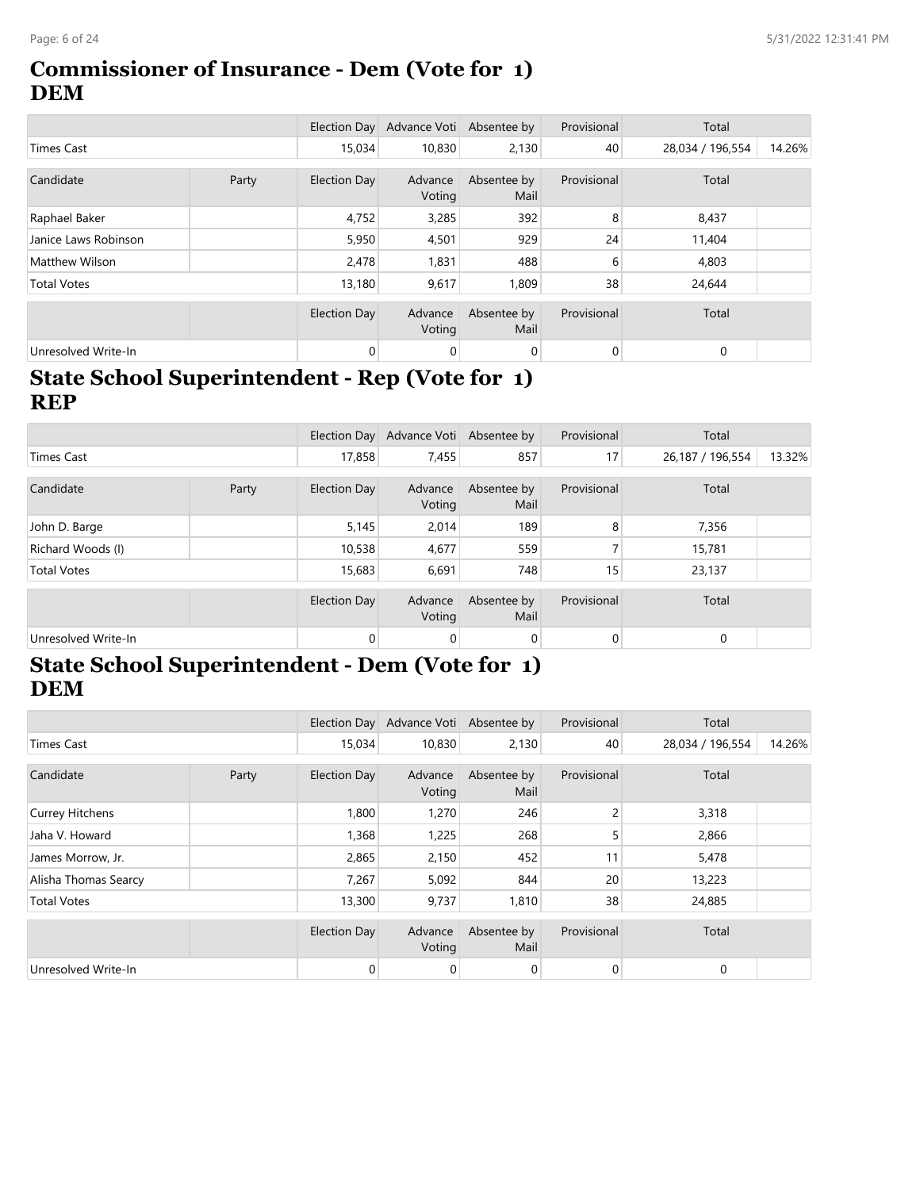## Commissioner of Insurance - Dem (Vote for 1)
## DEM

| | | Election Day | Advance Voti | Absentee by | Provisional | Total | |
|---|---|---|---|---|---|---|---|
| Times Cast | | 15,034 | 10,830 | 2,130 | 40 | 28,034 / 196,554 | 14.26% |

| Candidate | Party | Election Day | Advance Voting | Absentee by Mail | Provisional | Total | |
|---|---|---|---|---|---|---|---|
| Raphael Baker | | 4,752 | 3,285 | 392 | 8 | 8,437 | |
| Janice Laws Robinson | | 5,950 | 4,501 | 929 | 24 | 11,404 | |
| Matthew Wilson | | 2,478 | 1,831 | 488 | 6 | 4,803 | |
| Total Votes | | 13,180 | 9,617 | 1,809 | 38 | 24,644 | |

| | | Election Day | Advance Voting | Absentee by Mail | Provisional | Total | |
|---|---|---|---|---|---|---|---|
| Unresolved Write-In | | 0 | 0 | 0 | 0 | 0 | |

## State School Superintendent - Rep (Vote for 1)
## REP

| | | Election Day | Advance Voti | Absentee by | Provisional | Total | |
|---|---|---|---|---|---|---|---|
| Times Cast | | 17,858 | 7,455 | 857 | 17 | 26,187 / 196,554 | 13.32% |

| Candidate | Party | Election Day | Advance Voting | Absentee by Mail | Provisional | Total | |
|---|---|---|---|---|---|---|---|
| John D. Barge | | 5,145 | 2,014 | 189 | 8 | 7,356 | |
| Richard Woods (I) | | 10,538 | 4,677 | 559 | 7 | 15,781 | |
| Total Votes | | 15,683 | 6,691 | 748 | 15 | 23,137 | |

| | | Election Day | Advance Voting | Absentee by Mail | Provisional | Total | |
|---|---|---|---|---|---|---|---|
| Unresolved Write-In | | 0 | 0 | 0 | 0 | 0 | |

## State School Superintendent - Dem (Vote for 1)
## DEM

| | | Election Day | Advance Voti | Absentee by | Provisional | Total | |
|---|---|---|---|---|---|---|---|
| Times Cast | | 15,034 | 10,830 | 2,130 | 40 | 28,034 / 196,554 | 14.26% |

| Candidate | Party | Election Day | Advance Voting | Absentee by Mail | Provisional | Total | |
|---|---|---|---|---|---|---|---|
| Currey Hitchens | | 1,800 | 1,270 | 246 | 2 | 3,318 | |
| Jaha V. Howard | | 1,368 | 1,225 | 268 | 5 | 2,866 | |
| James Morrow, Jr. | | 2,865 | 2,150 | 452 | 11 | 5,478 | |
| Alisha Thomas Searcy | | 7,267 | 5,092 | 844 | 20 | 13,223 | |
| Total Votes | | 13,300 | 9,737 | 1,810 | 38 | 24,885 | |

| | | Election Day | Advance Voting | Absentee by Mail | Provisional | Total | |
|---|---|---|---|---|---|---|---|
| Unresolved Write-In | | 0 | 0 | 0 | 0 | 0 | |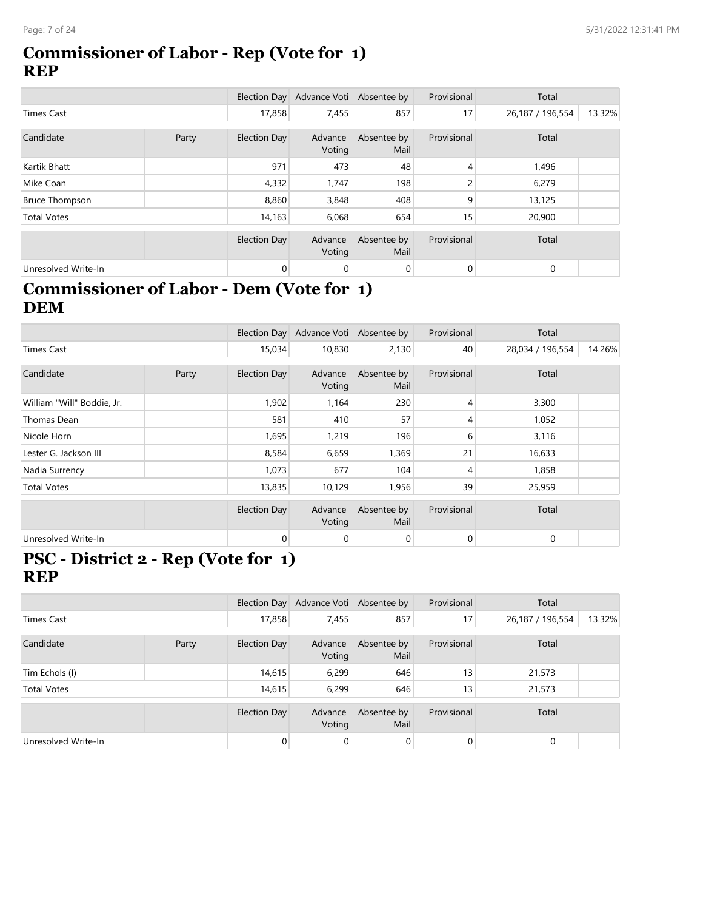## Commissioner of Labor - Rep (Vote for 1)
## REP

| | | Election Day | Advance Voti | Absentee by | Provisional | Total | |
|---|---|---|---|---|---|---|---|
| Times Cast | | 17,858 | 7,455 | 857 | 17 | 26,187 / 196,554 | 13.32% |

| Candidate | Party | Election Day | Advance Voting | Absentee by Mail | Provisional | Total | |
|---|---|---|---|---|---|---|---|
| Kartik Bhatt | | 971 | 473 | 48 | 4 | 1,496 | |
| Mike Coan | | 4,332 | 1,747 | 198 | 2 | 6,279 | |
| Bruce Thompson | | 8,860 | 3,848 | 408 | 9 | 13,125 | |
| Total Votes | | 14,163 | 6,068 | 654 | 15 | 20,900 | |

| | | Election Day | Advance Voting | Absentee by Mail | Provisional | Total | |
|---|---|---|---|---|---|---|---|
| Unresolved Write-In | | 0 | 0 | 0 | 0 | 0 | |

## Commissioner of Labor - Dem (Vote for 1)
## DEM

| | | Election Day | Advance Voti | Absentee by | Provisional | Total | |
|---|---|---|---|---|---|---|---|
| Times Cast | | 15,034 | 10,830 | 2,130 | 40 | 28,034 / 196,554 | 14.26% |

| Candidate | Party | Election Day | Advance Voting | Absentee by Mail | Provisional | Total | |
|---|---|---|---|---|---|---|---|
| William "Will" Boddie, Jr. | | 1,902 | 1,164 | 230 | 4 | 3,300 | |
| Thomas Dean | | 581 | 410 | 57 | 4 | 1,052 | |
| Nicole Horn | | 1,695 | 1,219 | 196 | 6 | 3,116 | |
| Lester G. Jackson III | | 8,584 | 6,659 | 1,369 | 21 | 16,633 | |
| Nadia Surrency | | 1,073 | 677 | 104 | 4 | 1,858 | |
| Total Votes | | 13,835 | 10,129 | 1,956 | 39 | 25,959 | |

| | | Election Day | Advance Voting | Absentee by Mail | Provisional | Total | |
|---|---|---|---|---|---|---|---|
| Unresolved Write-In | | 0 | 0 | 0 | 0 | 0 | |

## PSC - District 2 - Rep (Vote for 1)
## REP

| | | Election Day | Advance Voti | Absentee by | Provisional | Total | |
|---|---|---|---|---|---|---|---|
| Times Cast | | 17,858 | 7,455 | 857 | 17 | 26,187 / 196,554 | 13.32% |

| Candidate | Party | Election Day | Advance Voting | Absentee by Mail | Provisional | Total | |
|---|---|---|---|---|---|---|---|
| Tim Echols (I) | | 14,615 | 6,299 | 646 | 13 | 21,573 | |
| Total Votes | | 14,615 | 6,299 | 646 | 13 | 21,573 | |

| | | Election Day | Advance Voting | Absentee by Mail | Provisional | Total | |
|---|---|---|---|---|---|---|---|
| Unresolved Write-In | | 0 | 0 | 0 | 0 | 0 | |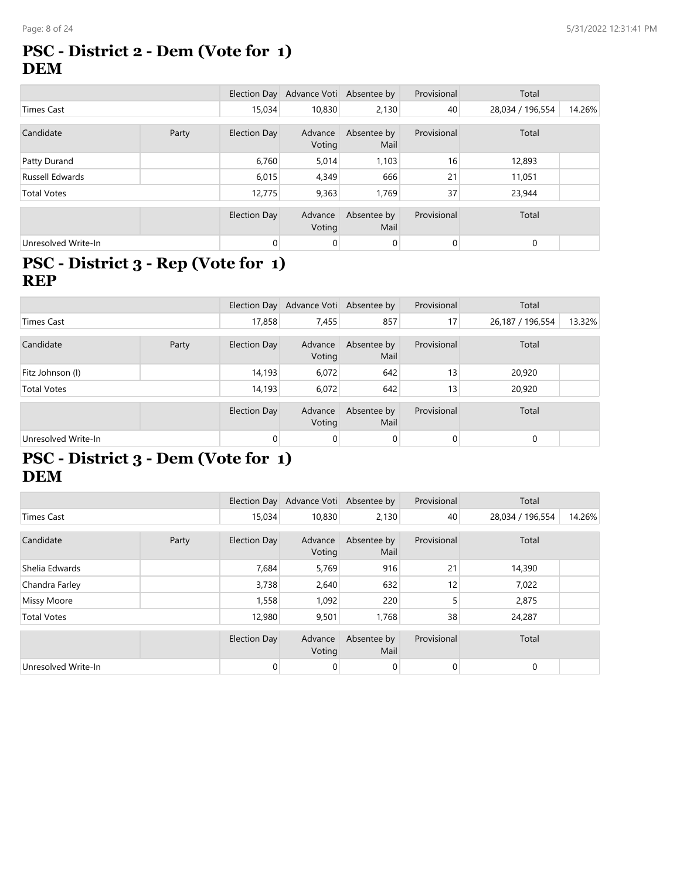## PSC - District 2 - Dem (Vote for 1)
**DEM**

| | | Election Day | Advance Voti | Absentee by | Provisional | Total | |
|---|---|---|---|---|---|---|---|
| Times Cast | | 15,034 | 10,830 | 2,130 | 40 | 28,034 / 196,554 | 14.26% |

| Candidate | Party | Election Day | Advance Voting | Absentee by Mail | Provisional | Total | |
|---|---|---|---|---|---|---|---|
| Patty Durand | | 6,760 | 5,014 | 1,103 | 16 | 12,893 | |
| Russell Edwards | | 6,015 | 4,349 | 666 | 21 | 11,051 | |
| Total Votes | | 12,775 | 9,363 | 1,769 | 37 | 23,944 | |

| | | Election Day | Advance Voting | Absentee by Mail | Provisional | Total | |
|---|---|---|---|---|---|---|---|
| Unresolved Write-In | | 0 | 0 | 0 | 0 | 0 | |

## PSC - District 3 - Rep (Vote for 1)
**REP**

| | | Election Day | Advance Voti | Absentee by | Provisional | Total | |
|---|---|---|---|---|---|---|---|
| Times Cast | | 17,858 | 7,455 | 857 | 17 | 26,187 / 196,554 | 13.32% |

| Candidate | Party | Election Day | Advance Voting | Absentee by Mail | Provisional | Total | |
|---|---|---|---|---|---|---|---|
| Fitz Johnson (I) | | 14,193 | 6,072 | 642 | 13 | 20,920 | |
| Total Votes | | 14,193 | 6,072 | 642 | 13 | 20,920 | |

| | | Election Day | Advance Voting | Absentee by Mail | Provisional | Total | |
|---|---|---|---|---|---|---|---|
| Unresolved Write-In | | 0 | 0 | 0 | 0 | 0 | |

## PSC - District 3 - Dem (Vote for 1)
**DEM**

| | | Election Day | Advance Voti | Absentee by | Provisional | Total | |
|---|---|---|---|---|---|---|---|
| Times Cast | | 15,034 | 10,830 | 2,130 | 40 | 28,034 / 196,554 | 14.26% |

| Candidate | Party | Election Day | Advance Voting | Absentee by Mail | Provisional | Total | |
|---|---|---|---|---|---|---|---|
| Shelia Edwards | | 7,684 | 5,769 | 916 | 21 | 14,390 | |
| Chandra Farley | | 3,738 | 2,640 | 632 | 12 | 7,022 | |
| Missy Moore | | 1,558 | 1,092 | 220 | 5 | 2,875 | |
| Total Votes | | 12,980 | 9,501 | 1,768 | 38 | 24,287 | |

| | | Election Day | Advance Voting | Absentee by Mail | Provisional | Total | |
|---|---|---|---|---|---|---|---|
| Unresolved Write-In | | 0 | 0 | 0 | 0 | 0 | |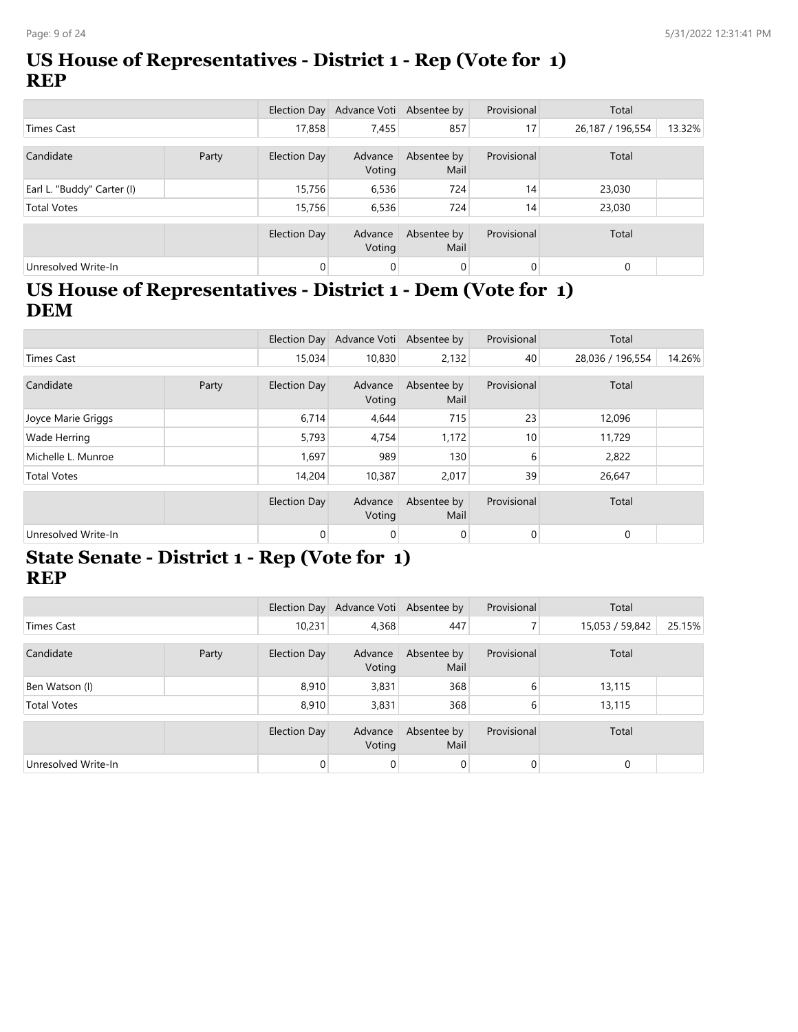## US House of Representatives - District 1 - Rep (Vote for 1) REP

| | | Election Day | Advance Voti | Absentee by | Provisional | Total | |
|---|---|---|---|---|---|---|---|
| Times Cast | | 17,858 | 7,455 | 857 | 17 | 26,187 / 196,554 | 13.32% |

| Candidate | Party | Election Day | Advance Voting | Absentee by Mail | Provisional | Total | |
|---|---|---|---|---|---|---|---|
| Earl L. "Buddy" Carter (I) | | 15,756 | 6,536 | 724 | 14 | 23,030 | |
| Total Votes | | 15,756 | 6,536 | 724 | 14 | 23,030 | |

| | | Election Day | Advance Voting | Absentee by Mail | Provisional | Total | |
|---|---|---|---|---|---|---|---|
| Unresolved Write-In | | 0 | 0 | 0 | 0 | 0 | |

## US House of Representatives - District 1 - Dem (Vote for 1) DEM

| | | Election Day | Advance Voti | Absentee by | Provisional | Total | |
|---|---|---|---|---|---|---|---|
| Times Cast | | 15,034 | 10,830 | 2,132 | 40 | 28,036 / 196,554 | 14.26% |

| Candidate | Party | Election Day | Advance Voting | Absentee by Mail | Provisional | Total | |
|---|---|---|---|---|---|---|---|
| Joyce Marie Griggs | | 6,714 | 4,644 | 715 | 23 | 12,096 | |
| Wade Herring | | 5,793 | 4,754 | 1,172 | 10 | 11,729 | |
| Michelle L. Munroe | | 1,697 | 989 | 130 | 6 | 2,822 | |
| Total Votes | | 14,204 | 10,387 | 2,017 | 39 | 26,647 | |

| | | Election Day | Advance Voting | Absentee by Mail | Provisional | Total | |
|---|---|---|---|---|---|---|---|
| Unresolved Write-In | | 0 | 0 | 0 | 0 | 0 | |

## State Senate - District 1 - Rep (Vote for 1) REP

| | | Election Day | Advance Voti | Absentee by | Provisional | Total | |
|---|---|---|---|---|---|---|---|
| Times Cast | | 10,231 | 4,368 | 447 | 7 | 15,053 / 59,842 | 25.15% |

| Candidate | Party | Election Day | Advance Voting | Absentee by Mail | Provisional | Total | |
|---|---|---|---|---|---|---|---|
| Ben Watson (I) | | 8,910 | 3,831 | 368 | 6 | 13,115 | |
| Total Votes | | 8,910 | 3,831 | 368 | 6 | 13,115 | |

| | | Election Day | Advance Voting | Absentee by Mail | Provisional | Total | |
|---|---|---|---|---|---|---|---|
| Unresolved Write-In | | 0 | 0 | 0 | 0 | 0 | |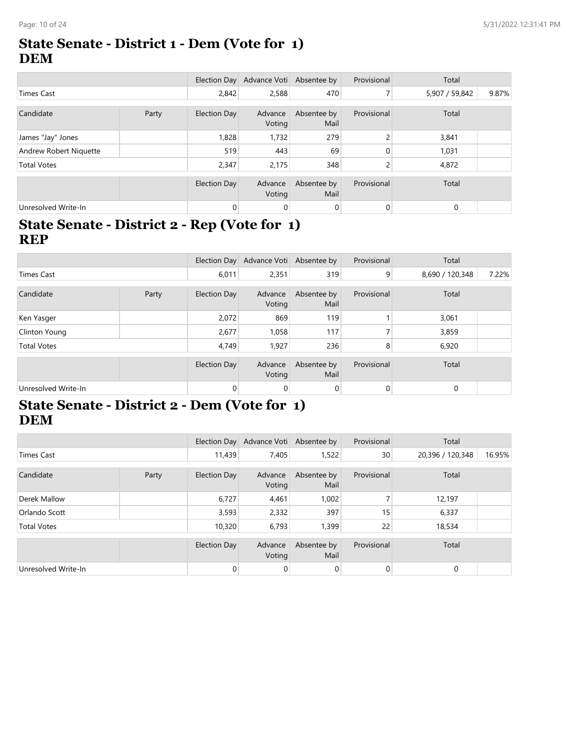## State Senate - District 1 - Dem (Vote for 1)
**DEM**

| | | Election Day | Advance Voti | Absentee by | Provisional | Total | |
|---|---|---|---|---|---|---|---|
| Times Cast | | 2,842 | 2,588 | 470 | 7 | 5,907 / 59,842 | 9.87% |

| Candidate | Party | Election Day | Advance Voting | Absentee by Mail | Provisional | Total | |
|---|---|---|---|---|---|---|---|
| James "Jay" Jones | | 1,828 | 1,732 | 279 | 2 | 3,841 | |
| Andrew Robert Niquette | | 519 | 443 | 69 | 0 | 1,031 | |
| Total Votes | | 2,347 | 2,175 | 348 | 2 | 4,872 | |

| | | Election Day | Advance Voting | Absentee by Mail | Provisional | Total | |
|---|---|---|---|---|---|---|---|
| Unresolved Write-In | | 0 | 0 | 0 | 0 | 0 | |

## State Senate - District 2 - Rep (Vote for 1)
**REP**

| | | Election Day | Advance Voti | Absentee by | Provisional | Total | |
|---|---|---|---|---|---|---|---|
| Times Cast | | 6,011 | 2,351 | 319 | 9 | 8,690 / 120,348 | 7.22% |

| Candidate | Party | Election Day | Advance Voting | Absentee by Mail | Provisional | Total | |
|---|---|---|---|---|---|---|---|
| Ken Yasger | | 2,072 | 869 | 119 | 1 | 3,061 | |
| Clinton Young | | 2,677 | 1,058 | 117 | 7 | 3,859 | |
| Total Votes | | 4,749 | 1,927 | 236 | 8 | 6,920 | |

| | | Election Day | Advance Voting | Absentee by Mail | Provisional | Total | |
|---|---|---|---|---|---|---|---|
| Unresolved Write-In | | 0 | 0 | 0 | 0 | 0 | |

## State Senate - District 2 - Dem (Vote for 1)
**DEM**

| | | Election Day | Advance Voti | Absentee by | Provisional | Total | |
|---|---|---|---|---|---|---|---|
| Times Cast | | 11,439 | 7,405 | 1,522 | 30 | 20,396 / 120,348 | 16.95% |

| Candidate | Party | Election Day | Advance Voting | Absentee by Mail | Provisional | Total | |
|---|---|---|---|---|---|---|---|
| Derek Mallow | | 6,727 | 4,461 | 1,002 | 7 | 12,197 | |
| Orlando Scott | | 3,593 | 2,332 | 397 | 15 | 6,337 | |
| Total Votes | | 10,320 | 6,793 | 1,399 | 22 | 18,534 | |

| | | Election Day | Advance Voting | Absentee by Mail | Provisional | Total | |
|---|---|---|---|---|---|---|---|
| Unresolved Write-In | | 0 | 0 | 0 | 0 | 0 | |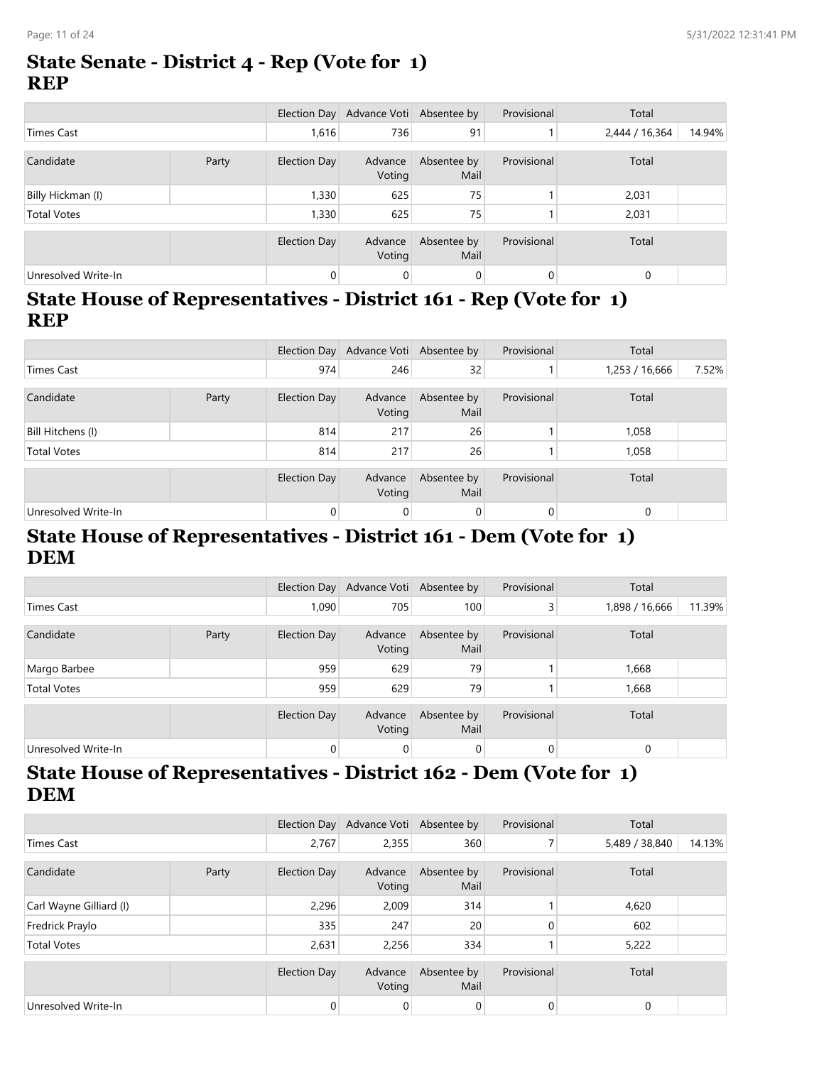## State Senate - District 4 - Rep (Vote for 1)
**REP**

| | | Election Day | Advance Voti | Absentee by | Provisional | Total | |
|---|---|---|---|---|---|---|---|
| Times Cast | | 1,616 | 736 | 91 | 1 | 2,444 / 16,364 | 14.94% |

| Candidate | Party | Election Day | Advance Voting | Absentee by Mail | Provisional | Total | |
|---|---|---|---|---|---|---|---|
| Billy Hickman (I) | | 1,330 | 625 | 75 | 1 | 2,031 | |
| Total Votes | | 1,330 | 625 | 75 | 1 | 2,031 | |

| | | Election Day | Advance Voting | Absentee by Mail | Provisional | Total | |
|---|---|---|---|---|---|---|---|
| Unresolved Write-In | | 0 | 0 | 0 | 0 | 0 | |

## State House of Representatives - District 161 - Rep (Vote for 1)
**REP**

| | | Election Day | Advance Voti | Absentee by | Provisional | Total | |
|---|---|---|---|---|---|---|---|
| Times Cast | | 974 | 246 | 32 | 1 | 1,253 / 16,666 | 7.52% |

| Candidate | Party | Election Day | Advance Voting | Absentee by Mail | Provisional | Total | |
|---|---|---|---|---|---|---|---|
| Bill Hitchens (I) | | 814 | 217 | 26 | 1 | 1,058 | |
| Total Votes | | 814 | 217 | 26 | 1 | 1,058 | |

| | | Election Day | Advance Voting | Absentee by Mail | Provisional | Total | |
|---|---|---|---|---|---|---|---|
| Unresolved Write-In | | 0 | 0 | 0 | 0 | 0 | |

## State House of Representatives - District 161 - Dem (Vote for 1)
**DEM**

| | | Election Day | Advance Voti | Absentee by | Provisional | Total | |
|---|---|---|---|---|---|---|---|
| Times Cast | | 1,090 | 705 | 100 | 3 | 1,898 / 16,666 | 11.39% |

| Candidate | Party | Election Day | Advance Voting | Absentee by Mail | Provisional | Total | |
|---|---|---|---|---|---|---|---|
| Margo Barbee | | 959 | 629 | 79 | 1 | 1,668 | |
| Total Votes | | 959 | 629 | 79 | 1 | 1,668 | |

| | | Election Day | Advance Voting | Absentee by Mail | Provisional | Total | |
|---|---|---|---|---|---|---|---|
| Unresolved Write-In | | 0 | 0 | 0 | 0 | 0 | |

## State House of Representatives - District 162 - Dem (Vote for 1)
**DEM**

| | | Election Day | Advance Voti | Absentee by | Provisional | Total | |
|---|---|---|---|---|---|---|---|
| Times Cast | | 2,767 | 2,355 | 360 | 7 | 5,489 / 38,840 | 14.13% |

| Candidate | Party | Election Day | Advance Voting | Absentee by Mail | Provisional | Total | |
|---|---|---|---|---|---|---|---|
| Carl Wayne Gilliard (I) | | 2,296 | 2,009 | 314 | 1 | 4,620 | |
| Fredrick Praylo | | 335 | 247 | 20 | 0 | 602 | |
| Total Votes | | 2,631 | 2,256 | 334 | 1 | 5,222 | |

| | | Election Day | Advance Voting | Absentee by Mail | Provisional | Total | |
|---|---|---|---|---|---|---|---|
| Unresolved Write-In | | 0 | 0 | 0 | 0 | 0 | |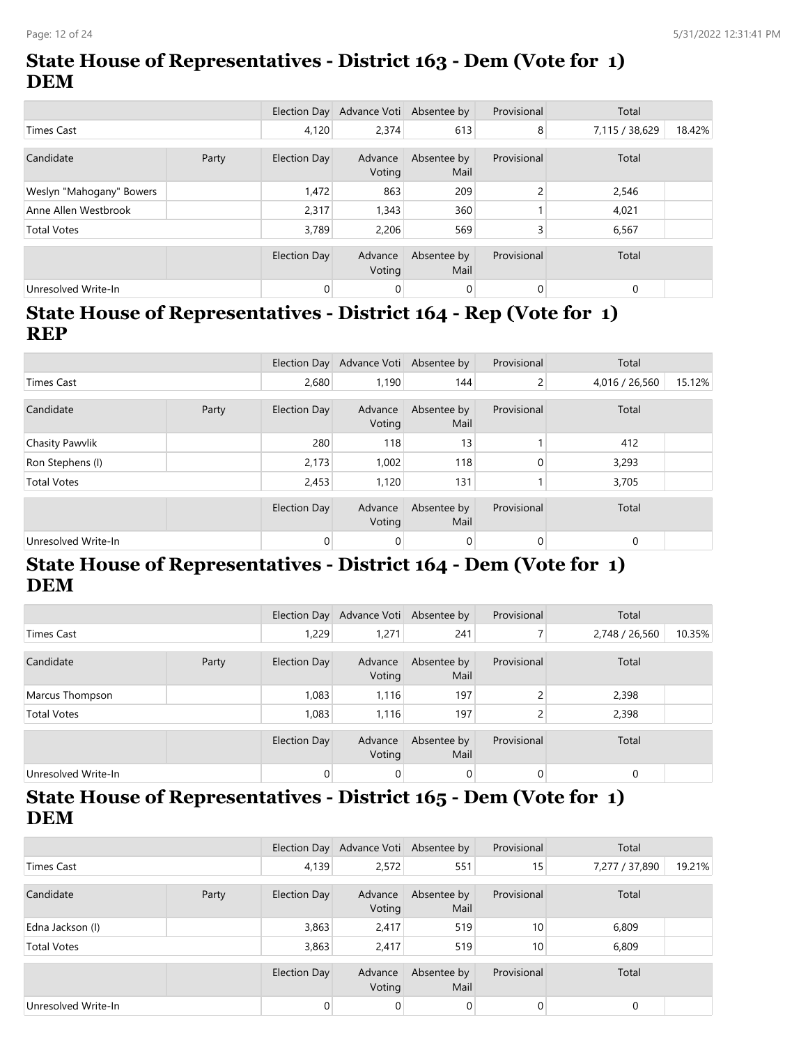## State House of Representatives - District 163 - Dem (Vote for 1) DEM

| | | Election Day | Advance Voti | Absentee by | Provisional | Total | |
|---|---|---|---|---|---|---|---|
| Times Cast | | 4,120 | 2,374 | 613 | 8 | 7,115 / 38,629 | 18.42% |

| Candidate | Party | Election Day | Advance Voting | Absentee by Mail | Provisional | Total | |
|---|---|---|---|---|---|---|---|
| Weslyn "Mahogany" Bowers | | 1,472 | 863 | 209 | 2 | 2,546 | |
| Anne Allen Westbrook | | 2,317 | 1,343 | 360 | 1 | 4,021 | |
| Total Votes | | 3,789 | 2,206 | 569 | 3 | 6,567 | |

| | | Election Day | Advance Voting | Absentee by Mail | Provisional | Total | |
|---|---|---|---|---|---|---|---|
| Unresolved Write-In | | 0 | 0 | 0 | 0 | 0 | |

## State House of Representatives - District 164 - Rep (Vote for 1) REP

| | | Election Day | Advance Voti | Absentee by | Provisional | Total | |
|---|---|---|---|---|---|---|---|
| Times Cast | | 2,680 | 1,190 | 144 | 2 | 4,016 / 26,560 | 15.12% |

| Candidate | Party | Election Day | Advance Voting | Absentee by Mail | Provisional | Total | |
|---|---|---|---|---|---|---|---|
| Chasity Pawvlik | | 280 | 118 | 13 | 1 | 412 | |
| Ron Stephens (I) | | 2,173 | 1,002 | 118 | 0 | 3,293 | |
| Total Votes | | 2,453 | 1,120 | 131 | 1 | 3,705 | |

| | | Election Day | Advance Voting | Absentee by Mail | Provisional | Total | |
|---|---|---|---|---|---|---|---|
| Unresolved Write-In | | 0 | 0 | 0 | 0 | 0 | |

## State House of Representatives - District 164 - Dem (Vote for 1) DEM

| | | Election Day | Advance Voti | Absentee by | Provisional | Total | |
|---|---|---|---|---|---|---|---|
| Times Cast | | 1,229 | 1,271 | 241 | 7 | 2,748 / 26,560 | 10.35% |

| Candidate | Party | Election Day | Advance Voting | Absentee by Mail | Provisional | Total | |
|---|---|---|---|---|---|---|---|
| Marcus Thompson | | 1,083 | 1,116 | 197 | 2 | 2,398 | |
| Total Votes | | 1,083 | 1,116 | 197 | 2 | 2,398 | |

| | | Election Day | Advance Voting | Absentee by Mail | Provisional | Total | |
|---|---|---|---|---|---|---|---|
| Unresolved Write-In | | 0 | 0 | 0 | 0 | 0 | |

## State House of Representatives - District 165 - Dem (Vote for 1) DEM

| | | Election Day | Advance Voti | Absentee by | Provisional | Total | |
|---|---|---|---|---|---|---|---|
| Times Cast | | 4,139 | 2,572 | 551 | 15 | 7,277 / 37,890 | 19.21% |

| Candidate | Party | Election Day | Advance Voting | Absentee by Mail | Provisional | Total | |
|---|---|---|---|---|---|---|---|
| Edna Jackson (I) | | 3,863 | 2,417 | 519 | 10 | 6,809 | |
| Total Votes | | 3,863 | 2,417 | 519 | 10 | 6,809 | |

| | | Election Day | Advance Voting | Absentee by Mail | Provisional | Total | |
|---|---|---|---|---|---|---|---|
| Unresolved Write-In | | 0 | 0 | 0 | 0 | 0 | |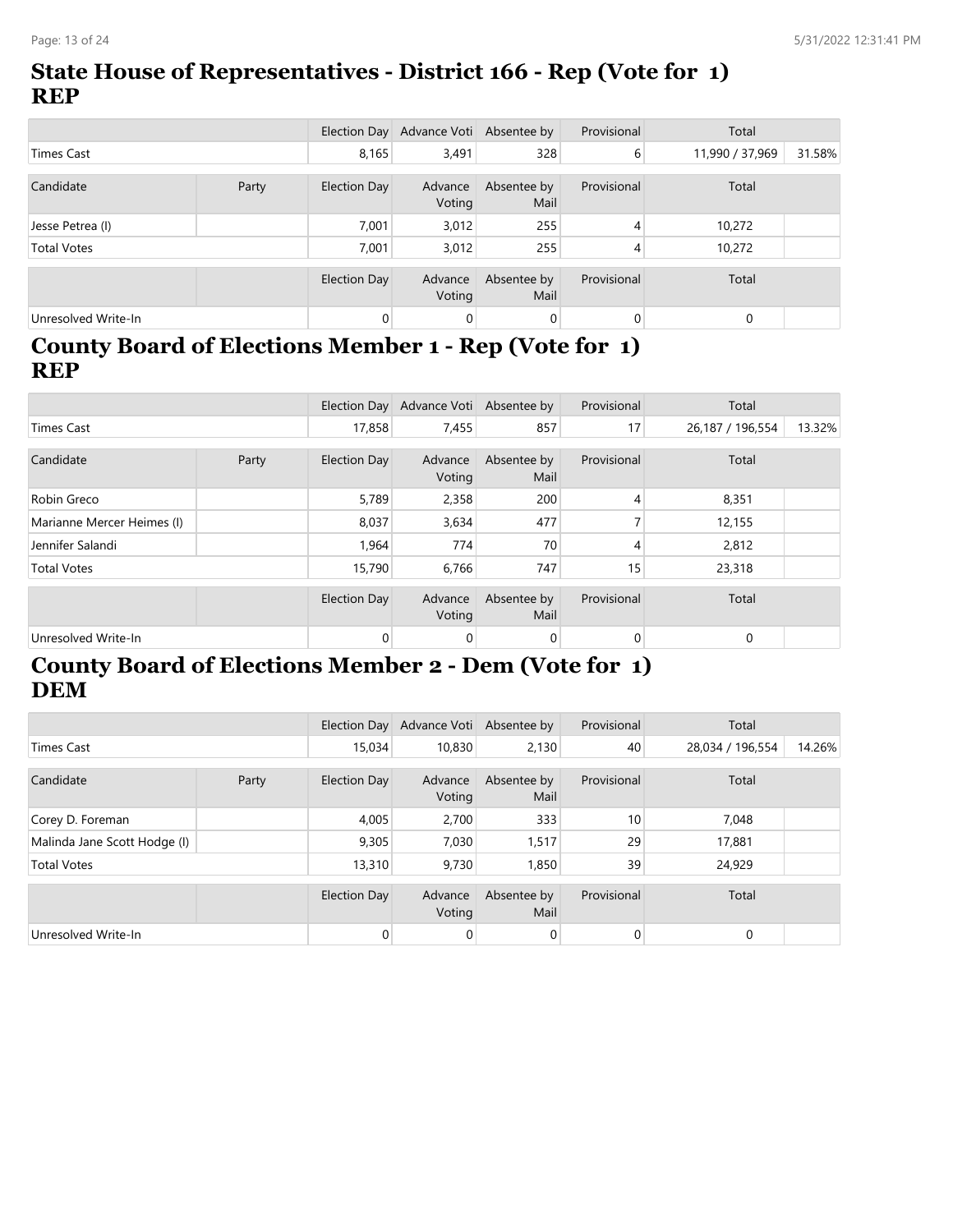## State House of Representatives - District 166 - Rep (Vote for 1) REP

| | | Election Day | Advance Voti | Absentee by | Provisional | Total | |
|---|---|---|---|---|---|---|---|
| Times Cast | | 8,165 | 3,491 | 328 | 6 | 11,990 / 37,969 | 31.58% |

| Candidate | Party | Election Day | Advance Voting | Absentee by Mail | Provisional | Total | |
|---|---|---|---|---|---|---|---|
| Jesse Petrea (I) | | 7,001 | 3,012 | 255 | 4 | 10,272 | |
| Total Votes | | 7,001 | 3,012 | 255 | 4 | 10,272 | |

| | | Election Day | Advance Voting | Absentee by Mail | Provisional | Total | |
|---|---|---|---|---|---|---|---|
| Unresolved Write-In | | 0 | 0 | 0 | 0 | 0 | |

## County Board of Elections Member 1 - Rep (Vote for 1) REP

| | | Election Day | Advance Voti | Absentee by | Provisional | Total | |
|---|---|---|---|---|---|---|---|
| Times Cast | | 17,858 | 7,455 | 857 | 17 | 26,187 / 196,554 | 13.32% |

| Candidate | Party | Election Day | Advance Voting | Absentee by Mail | Provisional | Total | |
|---|---|---|---|---|---|---|---|
| Robin Greco | | 5,789 | 2,358 | 200 | 4 | 8,351 | |
| Marianne Mercer Heimes (I) | | 8,037 | 3,634 | 477 | 7 | 12,155 | |
| Jennifer Salandi | | 1,964 | 774 | 70 | 4 | 2,812 | |
| Total Votes | | 15,790 | 6,766 | 747 | 15 | 23,318 | |

| | | Election Day | Advance Voting | Absentee by Mail | Provisional | Total | |
|---|---|---|---|---|---|---|---|
| Unresolved Write-In | | 0 | 0 | 0 | 0 | 0 | |

## County Board of Elections Member 2 - Dem (Vote for 1) DEM

| | | Election Day | Advance Voti | Absentee by | Provisional | Total | |
|---|---|---|---|---|---|---|---|
| Times Cast | | 15,034 | 10,830 | 2,130 | 40 | 28,034 / 196,554 | 14.26% |

| Candidate | Party | Election Day | Advance Voting | Absentee by Mail | Provisional | Total | |
|---|---|---|---|---|---|---|---|
| Corey D. Foreman | | 4,005 | 2,700 | 333 | 10 | 7,048 | |
| Malinda Jane Scott Hodge (I) | | 9,305 | 7,030 | 1,517 | 29 | 17,881 | |
| Total Votes | | 13,310 | 9,730 | 1,850 | 39 | 24,929 | |

| | | Election Day | Advance Voting | Absentee by Mail | Provisional | Total | |
|---|---|---|---|---|---|---|---|
| Unresolved Write-In | | 0 | 0 | 0 | 0 | 0 | |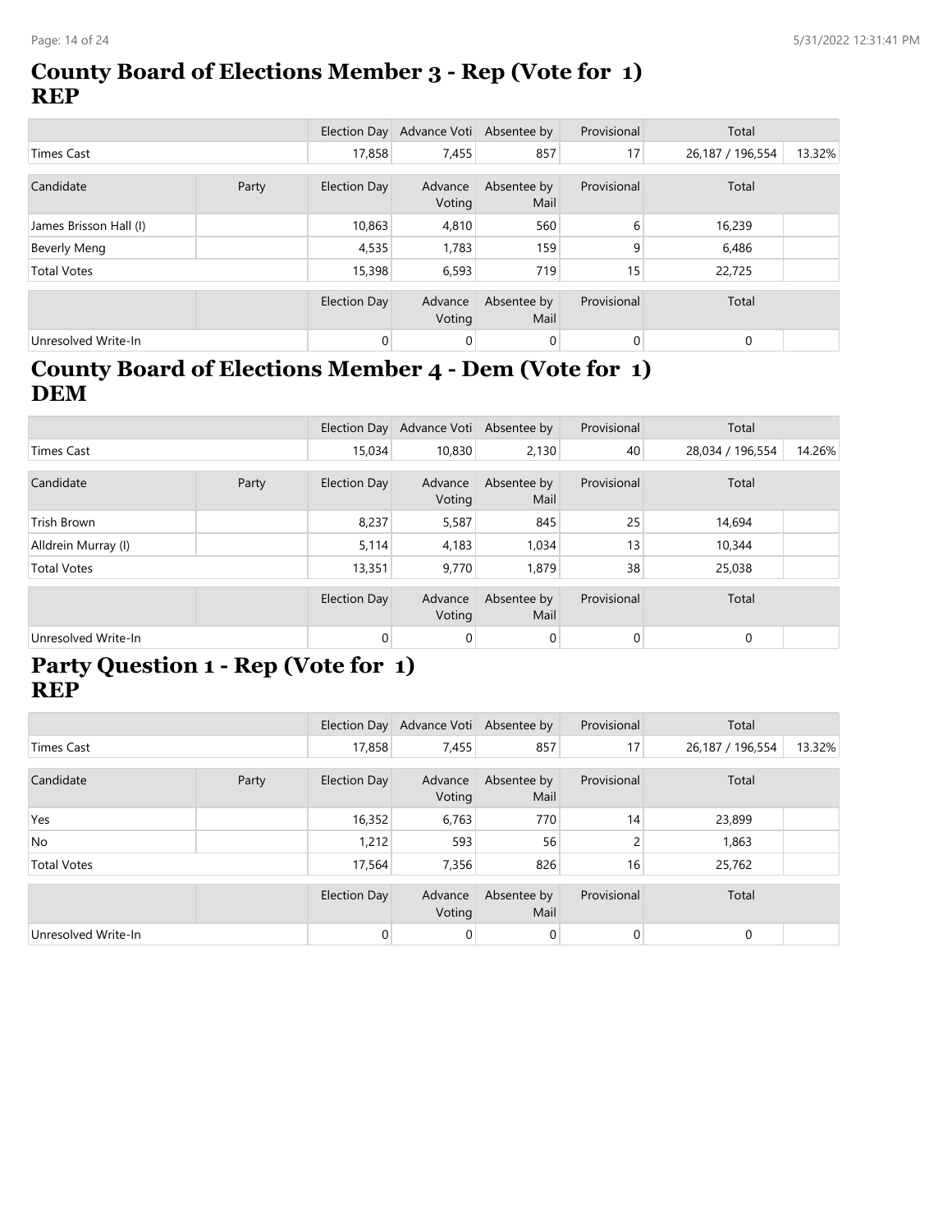## County Board of Elections Member 3 - Rep (Vote for 1) REP

| | | Election Day | Advance Voti | Absentee by | Provisional | Total | |
|---|---|---|---|---|---|---|---|
| Times Cast | | 17,858 | 7,455 | 857 | 17 | 26,187 / 196,554 | 13.32% |

| Candidate | Party | Election Day | Advance Voting | Absentee by Mail | Provisional | Total | |
|---|---|---|---|---|---|---|---|
| James Brisson Hall (I) | | 10,863 | 4,810 | 560 | 6 | 16,239 | |
| Beverly Meng | | 4,535 | 1,783 | 159 | 9 | 6,486 | |
| Total Votes | | 15,398 | 6,593 | 719 | 15 | 22,725 | |

| | | Election Day | Advance Voting | Absentee by Mail | Provisional | Total | |
|---|---|---|---|---|---|---|---|
| Unresolved Write-In | | 0 | 0 | 0 | 0 | 0 | |

## County Board of Elections Member 4 - Dem (Vote for 1) DEM

| | | Election Day | Advance Voti | Absentee by | Provisional | Total | |
|---|---|---|---|---|---|---|---|
| Times Cast | | 15,034 | 10,830 | 2,130 | 40 | 28,034 / 196,554 | 14.26% |

| Candidate | Party | Election Day | Advance Voting | Absentee by Mail | Provisional | Total | |
|---|---|---|---|---|---|---|---|
| Trish Brown | | 8,237 | 5,587 | 845 | 25 | 14,694 | |
| Alldrein Murray (I) | | 5,114 | 4,183 | 1,034 | 13 | 10,344 | |
| Total Votes | | 13,351 | 9,770 | 1,879 | 38 | 25,038 | |

| | | Election Day | Advance Voting | Absentee by Mail | Provisional | Total | |
|---|---|---|---|---|---|---|---|
| Unresolved Write-In | | 0 | 0 | 0 | 0 | 0 | |

## Party Question 1 - Rep (Vote for 1) REP

| | | Election Day | Advance Voti | Absentee by | Provisional | Total | |
|---|---|---|---|---|---|---|---|
| Times Cast | | 17,858 | 7,455 | 857 | 17 | 26,187 / 196,554 | 13.32% |

| Candidate | Party | Election Day | Advance Voting | Absentee by Mail | Provisional | Total | |
|---|---|---|---|---|---|---|---|
| Yes | | 16,352 | 6,763 | 770 | 14 | 23,899 | |
| No | | 1,212 | 593 | 56 | 2 | 1,863 | |
| Total Votes | | 17,564 | 7,356 | 826 | 16 | 25,762 | |

| | | Election Day | Advance Voting | Absentee by Mail | Provisional | Total | |
|---|---|---|---|---|---|---|---|
| Unresolved Write-In | | 0 | 0 | 0 | 0 | 0 | |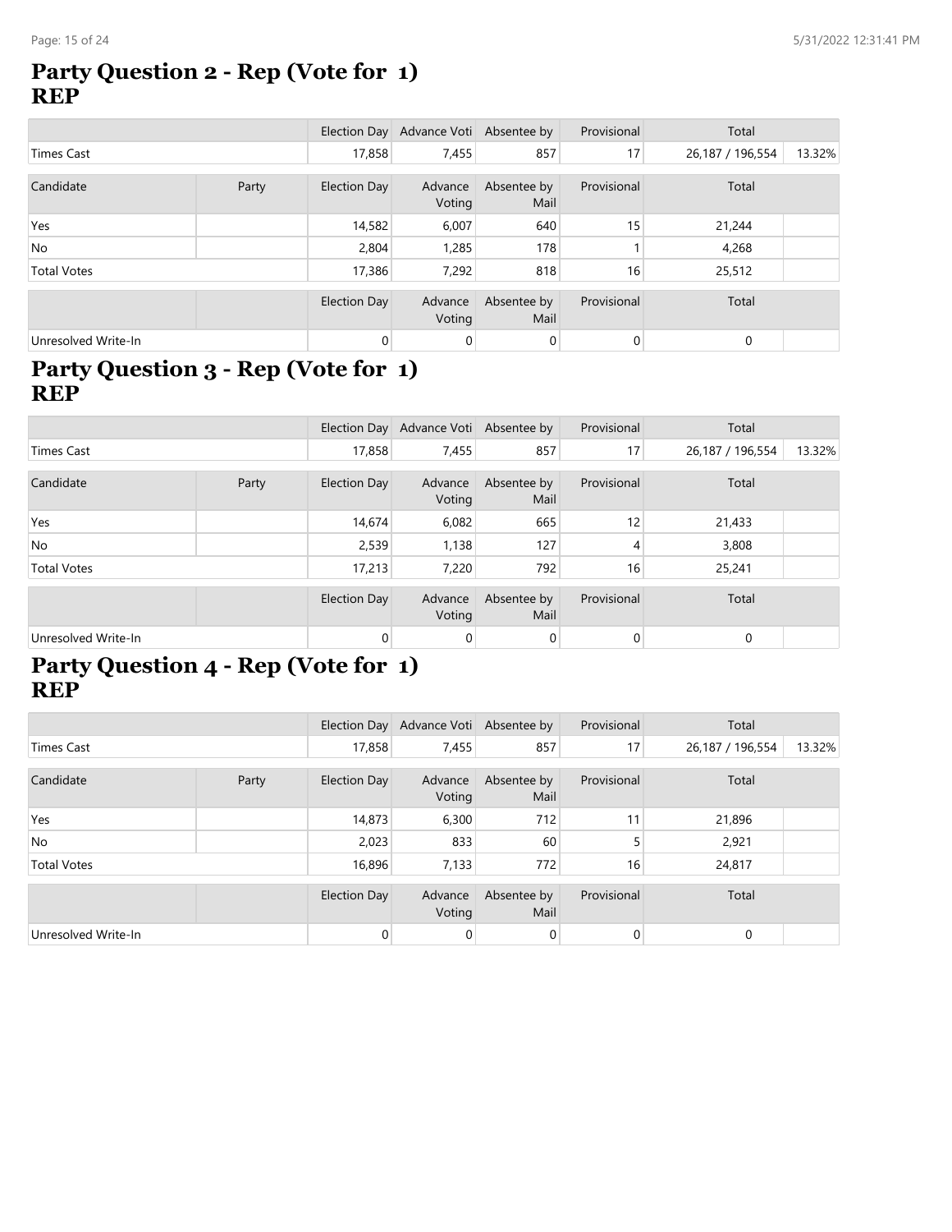## Party Question 2 - Rep (Vote for 1)
**REP**

| | | Election Day | Advance Voti | Absentee by | Provisional | Total | |
|---|---|---|---|---|---|---|---|
| Times Cast | | 17,858 | 7,455 | 857 | 17 | 26,187 / 196,554 | 13.32% |

| Candidate | Party | Election Day | Advance Voting | Absentee by Mail | Provisional | Total | |
|---|---|---|---|---|---|---|---|
| Yes | | 14,582 | 6,007 | 640 | 15 | 21,244 | |
| No | | 2,804 | 1,285 | 178 | 1 | 4,268 | |
| Total Votes | | 17,386 | 7,292 | 818 | 16 | 25,512 | |

| | | Election Day | Advance Voting | Absentee by Mail | Provisional | Total | |
|---|---|---|---|---|---|---|---|
| Unresolved Write-In | | 0 | 0 | 0 | 0 | 0 | |

## Party Question 3 - Rep (Vote for 1)
**REP**

| | | Election Day | Advance Voti | Absentee by | Provisional | Total | |
|---|---|---|---|---|---|---|---|
| Times Cast | | 17,858 | 7,455 | 857 | 17 | 26,187 / 196,554 | 13.32% |

| Candidate | Party | Election Day | Advance Voting | Absentee by Mail | Provisional | Total | |
|---|---|---|---|---|---|---|---|
| Yes | | 14,674 | 6,082 | 665 | 12 | 21,433 | |
| No | | 2,539 | 1,138 | 127 | 4 | 3,808 | |
| Total Votes | | 17,213 | 7,220 | 792 | 16 | 25,241 | |

| | | Election Day | Advance Voting | Absentee by Mail | Provisional | Total | |
|---|---|---|---|---|---|---|---|
| Unresolved Write-In | | 0 | 0 | 0 | 0 | 0 | |

## Party Question 4 - Rep (Vote for 1)
**REP**

| | | Election Day | Advance Voti | Absentee by | Provisional | Total | |
|---|---|---|---|---|---|---|---|
| Times Cast | | 17,858 | 7,455 | 857 | 17 | 26,187 / 196,554 | 13.32% |

| Candidate | Party | Election Day | Advance Voting | Absentee by Mail | Provisional | Total | |
|---|---|---|---|---|---|---|---|
| Yes | | 14,873 | 6,300 | 712 | 11 | 21,896 | |
| No | | 2,023 | 833 | 60 | 5 | 2,921 | |
| Total Votes | | 16,896 | 7,133 | 772 | 16 | 24,817 | |

| | | Election Day | Advance Voting | Absentee by Mail | Provisional | Total | |
|---|---|---|---|---|---|---|---|
| Unresolved Write-In | | 0 | 0 | 0 | 0 | 0 | |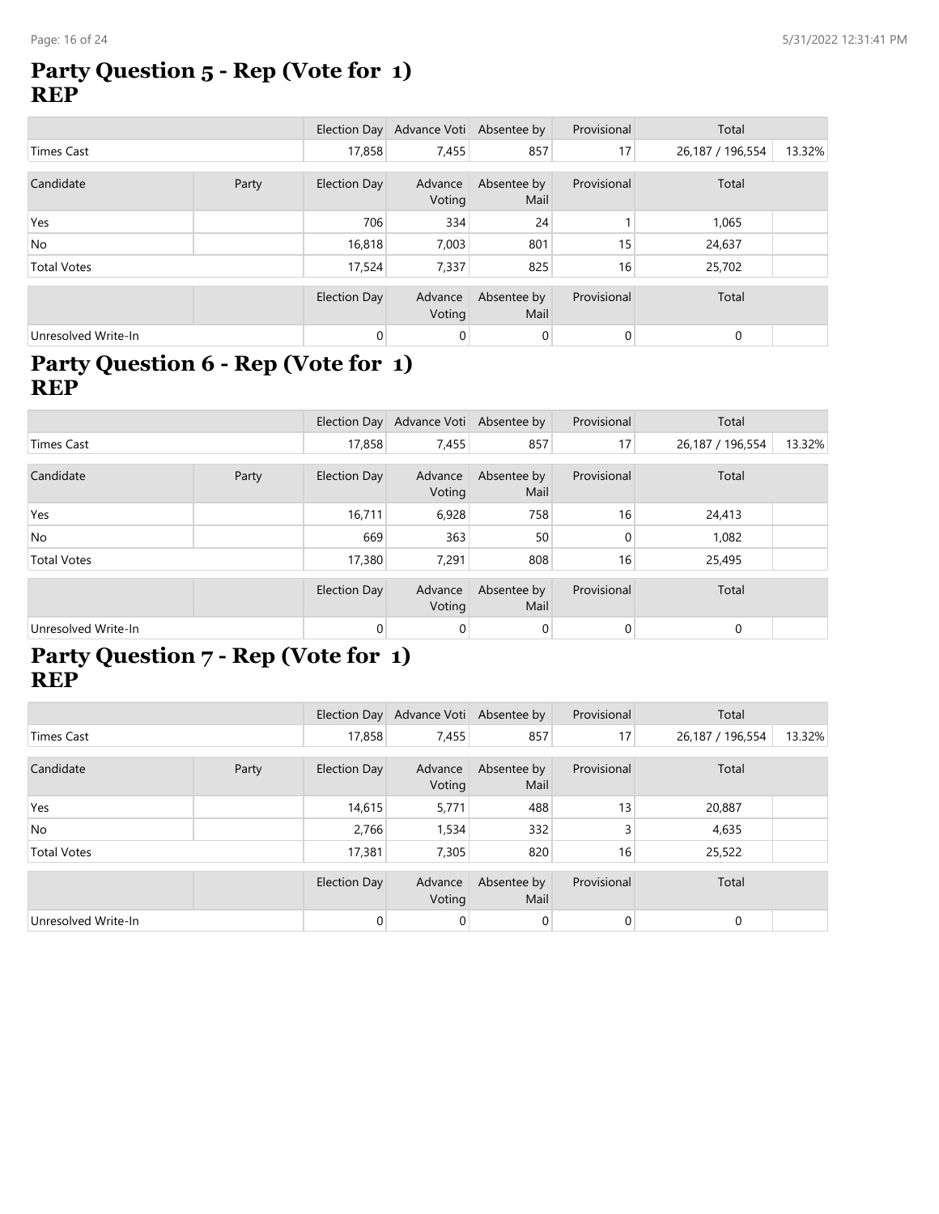## Party Question 5 - Rep (Vote for 1)
**REP**

| | | Election Day | Advance Voti | Absentee by | Provisional | Total | |
|---|---|---|---|---|---|---|---|
| Times Cast | | 17,858 | 7,455 | 857 | 17 | 26,187 / 196,554 | 13.32% |

| Candidate | Party | Election Day | Advance Voting | Absentee by Mail | Provisional | Total | |
|---|---|---|---|---|---|---|---|
| Yes | | 706 | 334 | 24 | 1 | 1,065 | |
| No | | 16,818 | 7,003 | 801 | 15 | 24,637 | |
| Total Votes | | 17,524 | 7,337 | 825 | 16 | 25,702 | |

| | | Election Day | Advance Voting | Absentee by Mail | Provisional | Total | |
|---|---|---|---|---|---|---|---|
| Unresolved Write-In | | 0 | 0 | 0 | 0 | 0 | |

## Party Question 6 - Rep (Vote for 1)
**REP**

| | | Election Day | Advance Voti | Absentee by | Provisional | Total | |
|---|---|---|---|---|---|---|---|
| Times Cast | | 17,858 | 7,455 | 857 | 17 | 26,187 / 196,554 | 13.32% |

| Candidate | Party | Election Day | Advance Voting | Absentee by Mail | Provisional | Total | |
|---|---|---|---|---|---|---|---|
| Yes | | 16,711 | 6,928 | 758 | 16 | 24,413 | |
| No | | 669 | 363 | 50 | 0 | 1,082 | |
| Total Votes | | 17,380 | 7,291 | 808 | 16 | 25,495 | |

| | | Election Day | Advance Voting | Absentee by Mail | Provisional | Total | |
|---|---|---|---|---|---|---|---|
| Unresolved Write-In | | 0 | 0 | 0 | 0 | 0 | |

## Party Question 7 - Rep (Vote for 1)
**REP**

| | | Election Day | Advance Voti | Absentee by | Provisional | Total | |
|---|---|---|---|---|---|---|---|
| Times Cast | | 17,858 | 7,455 | 857 | 17 | 26,187 / 196,554 | 13.32% |

| Candidate | Party | Election Day | Advance Voting | Absentee by Mail | Provisional | Total | |
|---|---|---|---|---|---|---|---|
| Yes | | 14,615 | 5,771 | 488 | 13 | 20,887 | |
| No | | 2,766 | 1,534 | 332 | 3 | 4,635 | |
| Total Votes | | 17,381 | 7,305 | 820 | 16 | 25,522 | |

| | | Election Day | Advance Voting | Absentee by Mail | Provisional | Total | |
|---|---|---|---|---|---|---|---|
| Unresolved Write-In | | 0 | 0 | 0 | 0 | 0 | |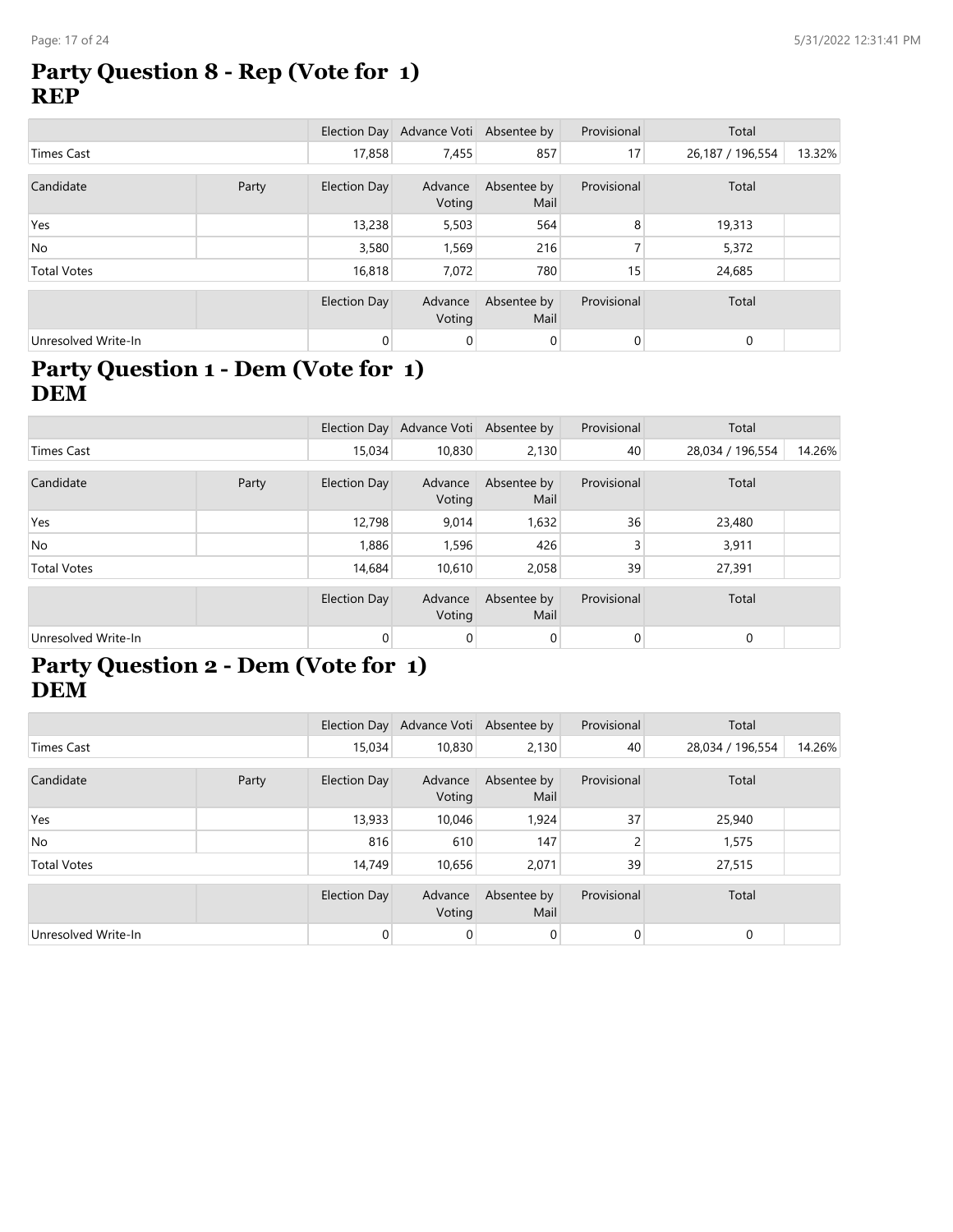## Party Question 8 - Rep (Vote for 1)
**REP**

| | | Election Day | Advance Voti | Absentee by | Provisional | Total | |
|---|---|---|---|---|---|---|---|
| Times Cast | | 17,858 | 7,455 | 857 | 17 | 26,187 / 196,554 | 13.32% |
| **Candidate** | **Party** | **Election Day** | **Advance Voting** | **Absentee by Mail** | **Provisional** | **Total** | |
| Yes | | 13,238 | 5,503 | 564 | 8 | 19,313 | |
| No | | 3,580 | 1,569 | 216 | 7 | 5,372 | |
| Total Votes | | 16,818 | 7,072 | 780 | 15 | 24,685 | |
| | | **Election Day** | **Advance Voting** | **Absentee by Mail** | **Provisional** | **Total** | |
| Unresolved Write-In | | 0 | 0 | 0 | 0 | 0 | |

## Party Question 1 - Dem (Vote for 1)
**DEM**

| | | Election Day | Advance Voti | Absentee by | Provisional | Total | |
|---|---|---|---|---|---|---|---|
| Times Cast | | 15,034 | 10,830 | 2,130 | 40 | 28,034 / 196,554 | 14.26% |
| **Candidate** | **Party** | **Election Day** | **Advance Voting** | **Absentee by Mail** | **Provisional** | **Total** | |
| Yes | | 12,798 | 9,014 | 1,632 | 36 | 23,480 | |
| No | | 1,886 | 1,596 | 426 | 3 | 3,911 | |
| Total Votes | | 14,684 | 10,610 | 2,058 | 39 | 27,391 | |
| | | **Election Day** | **Advance Voting** | **Absentee by Mail** | **Provisional** | **Total** | |
| Unresolved Write-In | | 0 | 0 | 0 | 0 | 0 | |

## Party Question 2 - Dem (Vote for 1)
**DEM**

| | | Election Day | Advance Voti | Absentee by | Provisional | Total | |
|---|---|---|---|---|---|---|---|
| Times Cast | | 15,034 | 10,830 | 2,130 | 40 | 28,034 / 196,554 | 14.26% |
| **Candidate** | **Party** | **Election Day** | **Advance Voting** | **Absentee by Mail** | **Provisional** | **Total** | |
| Yes | | 13,933 | 10,046 | 1,924 | 37 | 25,940 | |
| No | | 816 | 610 | 147 | 2 | 1,575 | |
| Total Votes | | 14,749 | 10,656 | 2,071 | 39 | 27,515 | |
| | | **Election Day** | **Advance Voting** | **Absentee by Mail** | **Provisional** | **Total** | |
| Unresolved Write-In | | 0 | 0 | 0 | 0 | 0 | |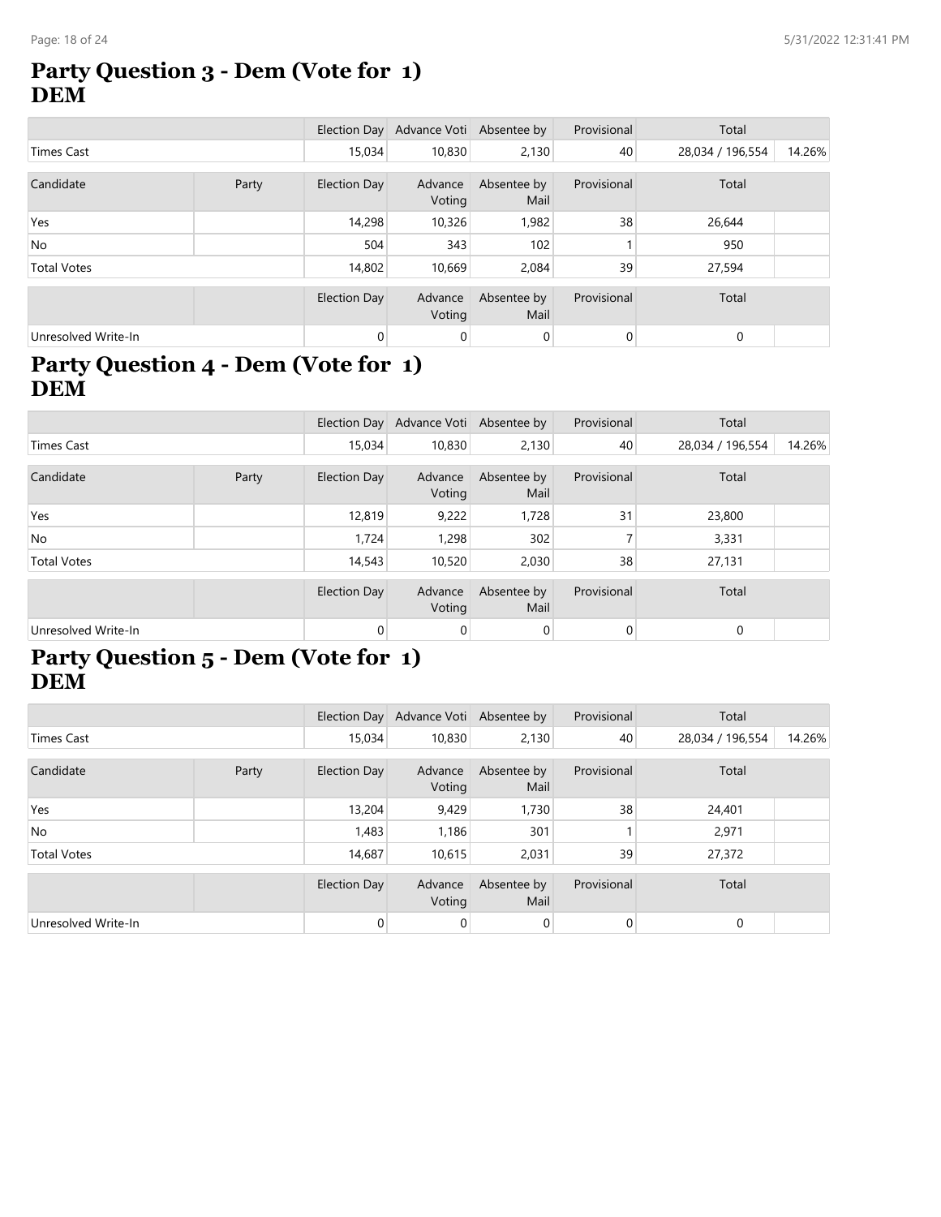# Party Question 3 - Dem (Vote for 1)
## DEM

| | | Election Day | Advance Voti | Absentee by | Provisional | Total | |
|---|---|---|---|---|---|---|---|
| Times Cast | | 15,034 | 10,830 | 2,130 | 40 | 28,034 / 196,554 | 14.26% |

| Candidate | Party | Election Day | Advance Voting | Absentee by Mail | Provisional | Total | |
|---|---|---|---|---|---|---|---|
| Yes | | 14,298 | 10,326 | 1,982 | 38 | 26,644 | |
| No | | 504 | 343 | 102 | 1 | 950 | |
| Total Votes | | 14,802 | 10,669 | 2,084 | 39 | 27,594 | |

| | | Election Day | Advance Voting | Absentee by Mail | Provisional | Total | |
|---|---|---|---|---|---|---|---|
| Unresolved Write-In | | 0 | 0 | 0 | 0 | 0 | |

# Party Question 4 - Dem (Vote for 1)
## DEM

| | | Election Day | Advance Voti | Absentee by | Provisional | Total | |
|---|---|---|---|---|---|---|---|
| Times Cast | | 15,034 | 10,830 | 2,130 | 40 | 28,034 / 196,554 | 14.26% |

| Candidate | Party | Election Day | Advance Voting | Absentee by Mail | Provisional | Total | |
|---|---|---|---|---|---|---|---|
| Yes | | 12,819 | 9,222 | 1,728 | 31 | 23,800 | |
| No | | 1,724 | 1,298 | 302 | 7 | 3,331 | |
| Total Votes | | 14,543 | 10,520 | 2,030 | 38 | 27,131 | |

| | | Election Day | Advance Voting | Absentee by Mail | Provisional | Total | |
|---|---|---|---|---|---|---|---|
| Unresolved Write-In | | 0 | 0 | 0 | 0 | 0 | |

# Party Question 5 - Dem (Vote for 1)
## DEM

| | | Election Day | Advance Voti | Absentee by | Provisional | Total | |
|---|---|---|---|---|---|---|---|
| Times Cast | | 15,034 | 10,830 | 2,130 | 40 | 28,034 / 196,554 | 14.26% |

| Candidate | Party | Election Day | Advance Voting | Absentee by Mail | Provisional | Total | |
|---|---|---|---|---|---|---|---|
| Yes | | 13,204 | 9,429 | 1,730 | 38 | 24,401 | |
| No | | 1,483 | 1,186 | 301 | 1 | 2,971 | |
| Total Votes | | 14,687 | 10,615 | 2,031 | 39 | 27,372 | |

| | | Election Day | Advance Voting | Absentee by Mail | Provisional | Total | |
|---|---|---|---|---|---|---|---|
| Unresolved Write-In | | 0 | 0 | 0 | 0 | 0 | |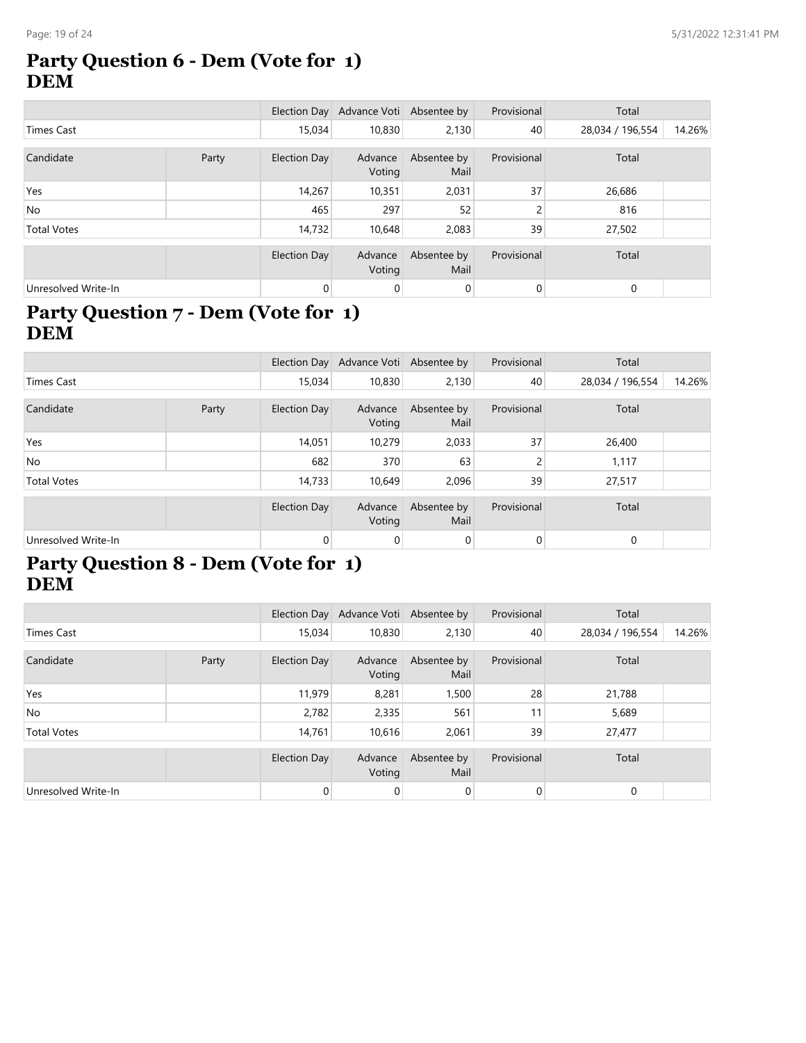# Party Question 6 - Dem (Vote for 1)
## DEM

| | | Election Day | Advance Voti | Absentee by | Provisional | Total | |
|---|---|---|---|---|---|---|---|
| Times Cast | | 15,034 | 10,830 | 2,130 | 40 | 28,034 / 196,554 | 14.26% |

| Candidate | Party | Election Day | Advance Voting | Absentee by Mail | Provisional | Total | |
|---|---|---|---|---|---|---|---|
| Yes | | 14,267 | 10,351 | 2,031 | 37 | 26,686 | |
| No | | 465 | 297 | 52 | 2 | 816 | |
| Total Votes | | 14,732 | 10,648 | 2,083 | 39 | 27,502 | |

| | | Election Day | Advance Voting | Absentee by Mail | Provisional | Total | |
|---|---|---|---|---|---|---|---|
| Unresolved Write-In | | 0 | 0 | 0 | 0 | 0 | |

# Party Question 7 - Dem (Vote for 1)
## DEM

| | | Election Day | Advance Voti | Absentee by | Provisional | Total | |
|---|---|---|---|---|---|---|---|
| Times Cast | | 15,034 | 10,830 | 2,130 | 40 | 28,034 / 196,554 | 14.26% |

| Candidate | Party | Election Day | Advance Voting | Absentee by Mail | Provisional | Total | |
|---|---|---|---|---|---|---|---|
| Yes | | 14,051 | 10,279 | 2,033 | 37 | 26,400 | |
| No | | 682 | 370 | 63 | 2 | 1,117 | |
| Total Votes | | 14,733 | 10,649 | 2,096 | 39 | 27,517 | |

| | | Election Day | Advance Voting | Absentee by Mail | Provisional | Total | |
|---|---|---|---|---|---|---|---|
| Unresolved Write-In | | 0 | 0 | 0 | 0 | 0 | |

# Party Question 8 - Dem (Vote for 1)
## DEM

| | | Election Day | Advance Voti | Absentee by | Provisional | Total | |
|---|---|---|---|---|---|---|---|
| Times Cast | | 15,034 | 10,830 | 2,130 | 40 | 28,034 / 196,554 | 14.26% |

| Candidate | Party | Election Day | Advance Voting | Absentee by Mail | Provisional | Total | |
|---|---|---|---|---|---|---|---|
| Yes | | 11,979 | 8,281 | 1,500 | 28 | 21,788 | |
| No | | 2,782 | 2,335 | 561 | 11 | 5,689 | |
| Total Votes | | 14,761 | 10,616 | 2,061 | 39 | 27,477 | |

| | | Election Day | Advance Voting | Absentee by Mail | Provisional | Total | |
|---|---|---|---|---|---|---|---|
| Unresolved Write-In | | 0 | 0 | 0 | 0 | 0 | |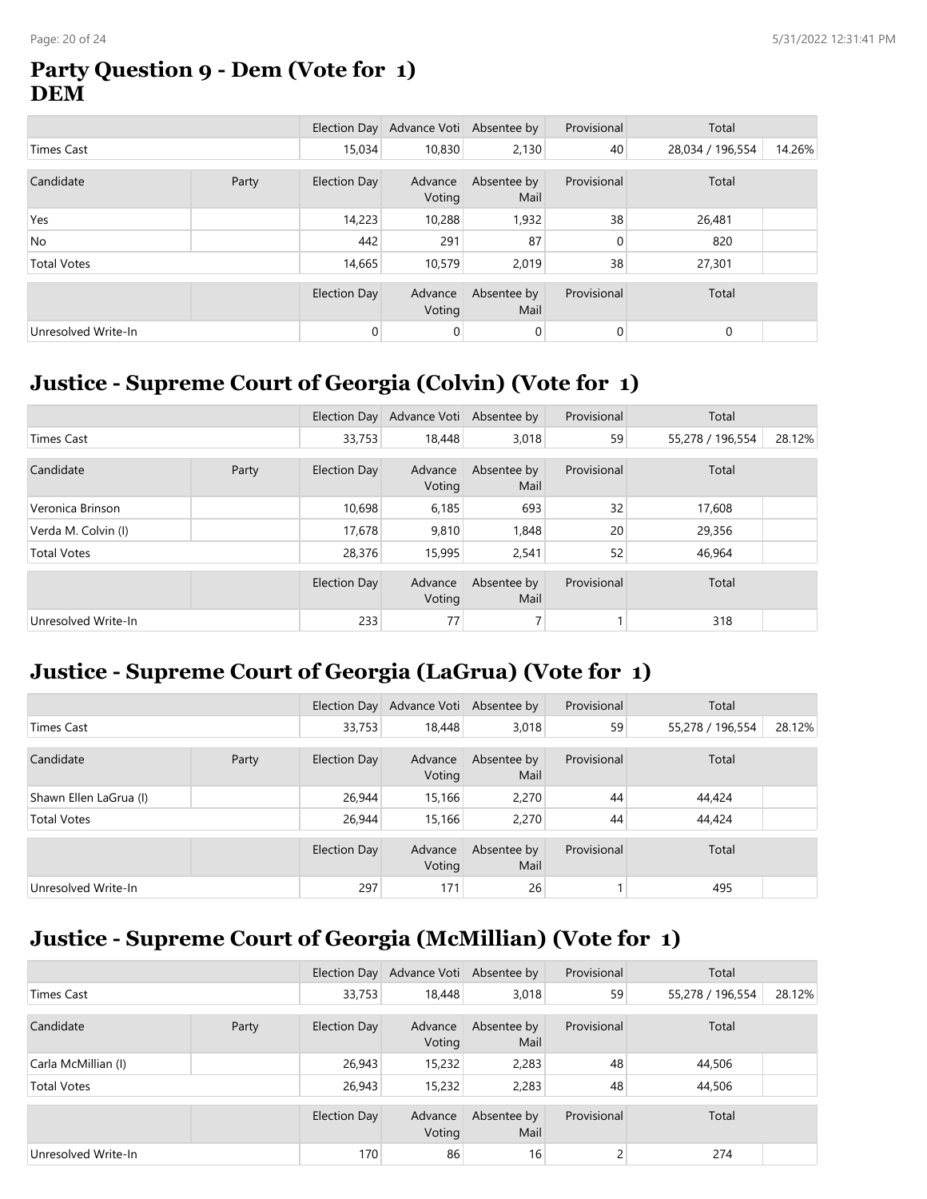## Party Question 9 - Dem (Vote for 1)
## DEM

| | | Election Day | Advance Voti | Absentee by | Provisional | Total | |
|---|---|---|---|---|---|---|---|
| Times Cast | | 15,034 | 10,830 | 2,130 | 40 | 28,034 / 196,554 | 14.26% |

| Candidate | Party | Election Day | Advance Voting | Absentee by Mail | Provisional | Total | |
|---|---|---|---|---|---|---|---|
| Yes | | 14,223 | 10,288 | 1,932 | 38 | 26,481 | |
| No | | 442 | 291 | 87 | 0 | 820 | |
| Total Votes | | 14,665 | 10,579 | 2,019 | 38 | 27,301 | |

| | | Election Day | Advance Voting | Absentee by Mail | Provisional | Total | |
|---|---|---|---|---|---|---|---|
| Unresolved Write-In | | 0 | 0 | 0 | 0 | 0 | |

## Justice - Supreme Court of Georgia (Colvin) (Vote for 1)

| | | Election Day | Advance Voti | Absentee by | Provisional | Total | |
|---|---|---|---|---|---|---|---|
| Times Cast | | 33,753 | 18,448 | 3,018 | 59 | 55,278 / 196,554 | 28.12% |

| Candidate | Party | Election Day | Advance Voting | Absentee by Mail | Provisional | Total | |
|---|---|---|---|---|---|---|---|
| Veronica Brinson | | 10,698 | 6,185 | 693 | 32 | 17,608 | |
| Verda M. Colvin (I) | | 17,678 | 9,810 | 1,848 | 20 | 29,356 | |
| Total Votes | | 28,376 | 15,995 | 2,541 | 52 | 46,964 | |

| | | Election Day | Advance Voting | Absentee by Mail | Provisional | Total | |
|---|---|---|---|---|---|---|---|
| Unresolved Write-In | | 233 | 77 | 7 | 1 | 318 | |

## Justice - Supreme Court of Georgia (LaGrua) (Vote for 1)

| | | Election Day | Advance Voti | Absentee by | Provisional | Total | |
|---|---|---|---|---|---|---|---|
| Times Cast | | 33,753 | 18,448 | 3,018 | 59 | 55,278 / 196,554 | 28.12% |

| Candidate | Party | Election Day | Advance Voting | Absentee by Mail | Provisional | Total | |
|---|---|---|---|---|---|---|---|
| Shawn Ellen LaGrua (I) | | 26,944 | 15,166 | 2,270 | 44 | 44,424 | |
| Total Votes | | 26,944 | 15,166 | 2,270 | 44 | 44,424 | |

| | | Election Day | Advance Voting | Absentee by Mail | Provisional | Total | |
|---|---|---|---|---|---|---|---|
| Unresolved Write-In | | 297 | 171 | 26 | 1 | 495 | |

## Justice - Supreme Court of Georgia (McMillian) (Vote for 1)

| | | Election Day | Advance Voti | Absentee by | Provisional | Total | |
|---|---|---|---|---|---|---|---|
| Times Cast | | 33,753 | 18,448 | 3,018 | 59 | 55,278 / 196,554 | 28.12% |

| Candidate | Party | Election Day | Advance Voting | Absentee by Mail | Provisional | Total | |
|---|---|---|---|---|---|---|---|
| Carla McMillian (I) | | 26,943 | 15,232 | 2,283 | 48 | 44,506 | |
| Total Votes | | 26,943 | 15,232 | 2,283 | 48 | 44,506 | |

| | | Election Day | Advance Voting | Absentee by Mail | Provisional | Total | |
|---|---|---|---|---|---|---|---|
| Unresolved Write-In | | 170 | 86 | 16 | 2 | 274 | |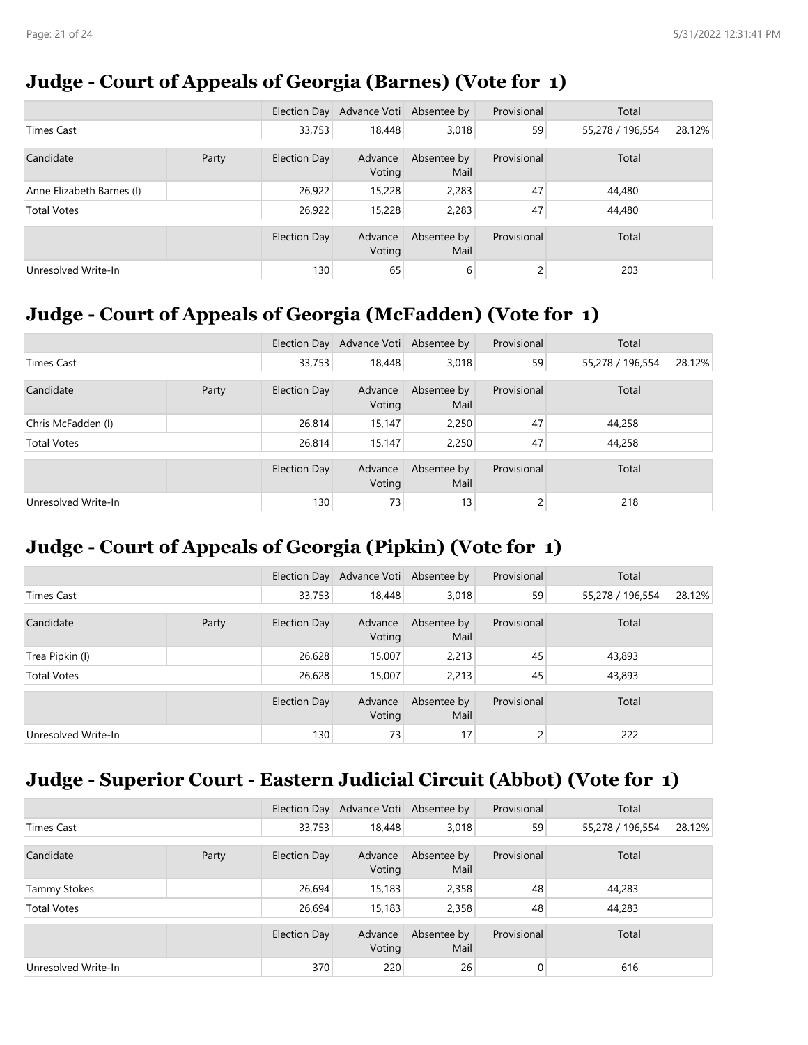## Judge - Court of Appeals of Georgia (Barnes) (Vote for 1)

| | | Election Day | Advance Voti | Absentee by | Provisional | Total | |
|---|---|---|---|---|---|---|---|
| Times Cast | | 33,753 | 18,448 | 3,018 | 59 | 55,278 / 196,554 | 28.12% |

| Candidate | Party | Election Day | Advance Voting | Absentee by Mail | Provisional | Total | |
|---|---|---|---|---|---|---|---|
| Anne Elizabeth Barnes (I) | | 26,922 | 15,228 | 2,283 | 47 | 44,480 | |
| Total Votes | | 26,922 | 15,228 | 2,283 | 47 | 44,480 | |

| | | Election Day | Advance Voting | Absentee by Mail | Provisional | Total | |
|---|---|---|---|---|---|---|---|
| Unresolved Write-In | | 130 | 65 | 6 | 2 | 203 | |

## Judge - Court of Appeals of Georgia (McFadden) (Vote for 1)

| | | Election Day | Advance Voti | Absentee by | Provisional | Total | |
|---|---|---|---|---|---|---|---|
| Times Cast | | 33,753 | 18,448 | 3,018 | 59 | 55,278 / 196,554 | 28.12% |

| Candidate | Party | Election Day | Advance Voting | Absentee by Mail | Provisional | Total | |
|---|---|---|---|---|---|---|---|
| Chris McFadden (I) | | 26,814 | 15,147 | 2,250 | 47 | 44,258 | |
| Total Votes | | 26,814 | 15,147 | 2,250 | 47 | 44,258 | |

| | | Election Day | Advance Voting | Absentee by Mail | Provisional | Total | |
|---|---|---|---|---|---|---|---|
| Unresolved Write-In | | 130 | 73 | 13 | 2 | 218 | |

## Judge - Court of Appeals of Georgia (Pipkin) (Vote for 1)

| | | Election Day | Advance Voti | Absentee by | Provisional | Total | |
|---|---|---|---|---|---|---|---|
| Times Cast | | 33,753 | 18,448 | 3,018 | 59 | 55,278 / 196,554 | 28.12% |

| Candidate | Party | Election Day | Advance Voting | Absentee by Mail | Provisional | Total | |
|---|---|---|---|---|---|---|---|
| Trea Pipkin (I) | | 26,628 | 15,007 | 2,213 | 45 | 43,893 | |
| Total Votes | | 26,628 | 15,007 | 2,213 | 45 | 43,893 | |

| | | Election Day | Advance Voting | Absentee by Mail | Provisional | Total | |
|---|---|---|---|---|---|---|---|
| Unresolved Write-In | | 130 | 73 | 17 | 2 | 222 | |

## Judge - Superior Court - Eastern Judicial Circuit (Abbot) (Vote for 1)

| | | Election Day | Advance Voti | Absentee by | Provisional | Total | |
|---|---|---|---|---|---|---|---|
| Times Cast | | 33,753 | 18,448 | 3,018 | 59 | 55,278 / 196,554 | 28.12% |

| Candidate | Party | Election Day | Advance Voting | Absentee by Mail | Provisional | Total | |
|---|---|---|---|---|---|---|---|
| Tammy Stokes | | 26,694 | 15,183 | 2,358 | 48 | 44,283 | |
| Total Votes | | 26,694 | 15,183 | 2,358 | 48 | 44,283 | |

| | | Election Day | Advance Voting | Absentee by Mail | Provisional | Total | |
|---|---|---|---|---|---|---|---|
| Unresolved Write-In | | 370 | 220 | 26 | 0 | 616 | |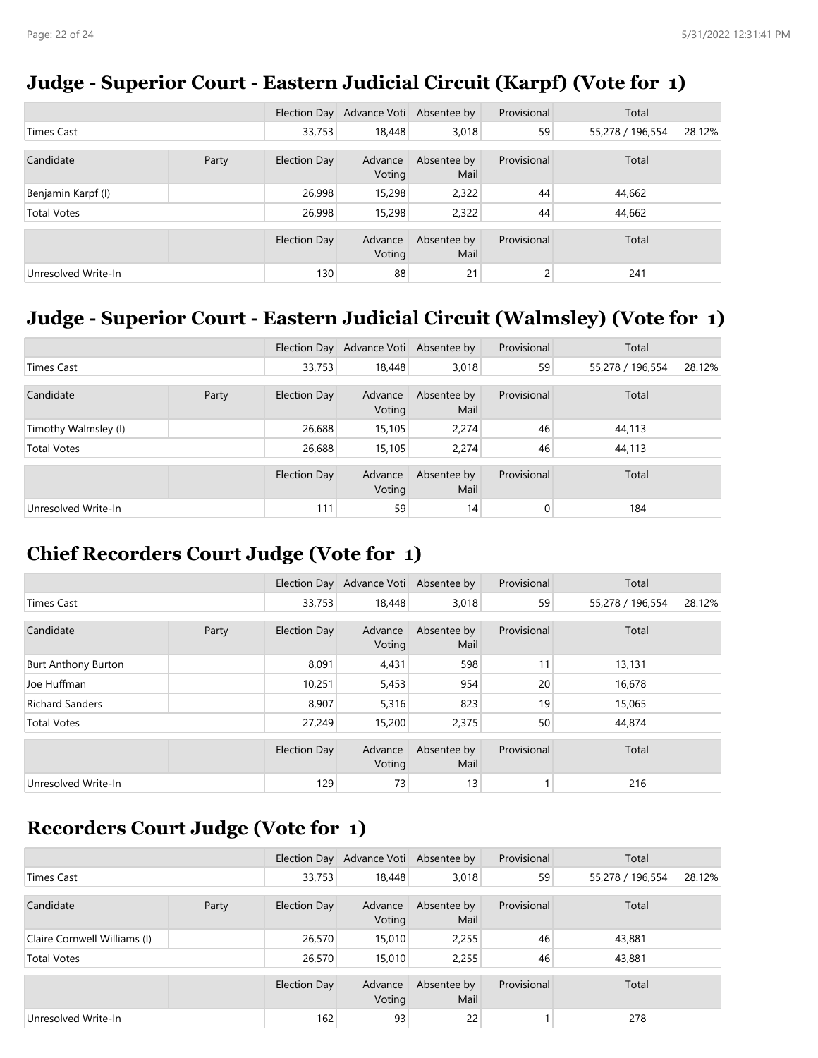## Judge - Superior Court - Eastern Judicial Circuit (Karpf) (Vote for 1)

| | | Election Day | Advance Voti | Absentee by | Provisional | Total | |
|---|---|---|---|---|---|---|---|
| Times Cast | | 33,753 | 18,448 | 3,018 | 59 | 55,278 / 196,554 | 28.12% |

| Candidate | Party | Election Day | Advance Voting | Absentee by Mail | Provisional | Total | |
|---|---|---|---|---|---|---|---|
| Benjamin Karpf (I) | | 26,998 | 15,298 | 2,322 | 44 | 44,662 | |
| Total Votes | | 26,998 | 15,298 | 2,322 | 44 | 44,662 | |

| | | Election Day | Advance Voting | Absentee by Mail | Provisional | Total | |
|---|---|---|---|---|---|---|---|
| Unresolved Write-In | | 130 | 88 | 21 | 2 | 241 | |

## Judge - Superior Court - Eastern Judicial Circuit (Walmsley) (Vote for 1)

| | | Election Day | Advance Voti | Absentee by | Provisional | Total | |
|---|---|---|---|---|---|---|---|
| Times Cast | | 33,753 | 18,448 | 3,018 | 59 | 55,278 / 196,554 | 28.12% |

| Candidate | Party | Election Day | Advance Voting | Absentee by Mail | Provisional | Total | |
|---|---|---|---|---|---|---|---|
| Timothy Walmsley (I) | | 26,688 | 15,105 | 2,274 | 46 | 44,113 | |
| Total Votes | | 26,688 | 15,105 | 2,274 | 46 | 44,113 | |

| | | Election Day | Advance Voting | Absentee by Mail | Provisional | Total | |
|---|---|---|---|---|---|---|---|
| Unresolved Write-In | | 111 | 59 | 14 | 0 | 184 | |

## Chief Recorders Court Judge (Vote for 1)

| | | Election Day | Advance Voti | Absentee by | Provisional | Total | |
|---|---|---|---|---|---|---|---|
| Times Cast | | 33,753 | 18,448 | 3,018 | 59 | 55,278 / 196,554 | 28.12% |

| Candidate | Party | Election Day | Advance Voting | Absentee by Mail | Provisional | Total | |
|---|---|---|---|---|---|---|---|
| Burt Anthony Burton | | 8,091 | 4,431 | 598 | 11 | 13,131 | |
| Joe Huffman | | 10,251 | 5,453 | 954 | 20 | 16,678 | |
| Richard Sanders | | 8,907 | 5,316 | 823 | 19 | 15,065 | |
| Total Votes | | 27,249 | 15,200 | 2,375 | 50 | 44,874 | |

| | | Election Day | Advance Voting | Absentee by Mail | Provisional | Total | |
|---|---|---|---|---|---|---|---|
| Unresolved Write-In | | 129 | 73 | 13 | 1 | 216 | |

## Recorders Court Judge (Vote for 1)

| | | Election Day | Advance Voti | Absentee by | Provisional | Total | |
|---|---|---|---|---|---|---|---|
| Times Cast | | 33,753 | 18,448 | 3,018 | 59 | 55,278 / 196,554 | 28.12% |

| Candidate | Party | Election Day | Advance Voting | Absentee by Mail | Provisional | Total | |
|---|---|---|---|---|---|---|---|
| Claire Cornwell Williams (I) | | 26,570 | 15,010 | 2,255 | 46 | 43,881 | |
| Total Votes | | 26,570 | 15,010 | 2,255 | 46 | 43,881 | |

| | | Election Day | Advance Voting | Absentee by Mail | Provisional | Total | |
|---|---|---|---|---|---|---|---|
| Unresolved Write-In | | 162 | 93 | 22 | 1 | 278 | |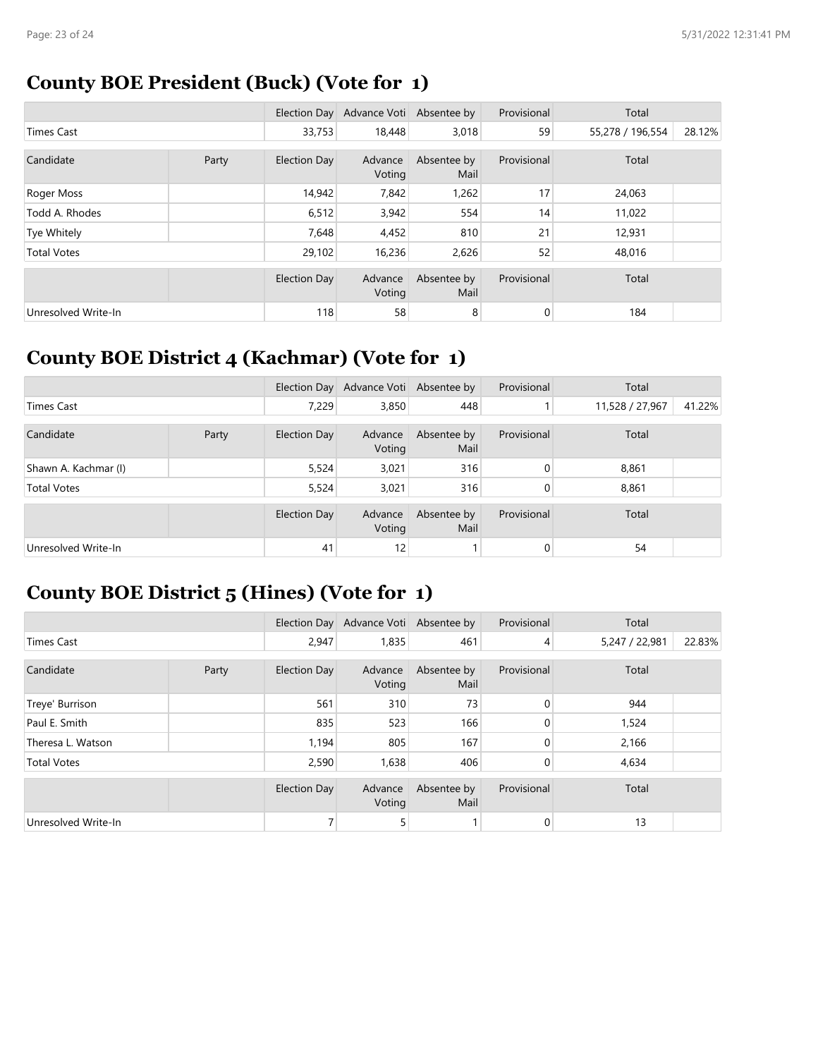## County BOE President (Buck) (Vote for 1)

| | | Election Day | Advance Voti | Absentee by | Provisional | Total | |
|---|---|---|---|---|---|---|---|
| Times Cast | | 33,753 | 18,448 | 3,018 | 59 | 55,278 / 196,554 | 28.12% |

| Candidate | Party | Election Day | Advance Voting | Absentee by Mail | Provisional | Total | |
|---|---|---|---|---|---|---|---|
| Roger Moss | | 14,942 | 7,842 | 1,262 | 17 | 24,063 | |
| Todd A. Rhodes | | 6,512 | 3,942 | 554 | 14 | 11,022 | |
| Tye Whitely | | 7,648 | 4,452 | 810 | 21 | 12,931 | |
| Total Votes | | 29,102 | 16,236 | 2,626 | 52 | 48,016 | |

| | | Election Day | Advance Voting | Absentee by Mail | Provisional | Total | |
|---|---|---|---|---|---|---|---|
| Unresolved Write-In | | 118 | 58 | 8 | 0 | 184 | |

## County BOE District 4 (Kachmar) (Vote for 1)

| | | Election Day | Advance Voti | Absentee by | Provisional | Total | |
|---|---|---|---|---|---|---|---|
| Times Cast | | 7,229 | 3,850 | 448 | 1 | 11,528 / 27,967 | 41.22% |

| Candidate | Party | Election Day | Advance Voting | Absentee by Mail | Provisional | Total | |
|---|---|---|---|---|---|---|---|
| Shawn A. Kachmar (I) | | 5,524 | 3,021 | 316 | 0 | 8,861 | |
| Total Votes | | 5,524 | 3,021 | 316 | 0 | 8,861 | |

| | | Election Day | Advance Voting | Absentee by Mail | Provisional | Total | |
|---|---|---|---|---|---|---|---|
| Unresolved Write-In | | 41 | 12 | 1 | 0 | 54 | |

## County BOE District 5 (Hines) (Vote for 1)

| | | Election Day | Advance Voti | Absentee by | Provisional | Total | |
|---|---|---|---|---|---|---|---|
| Times Cast | | 2,947 | 1,835 | 461 | 4 | 5,247 / 22,981 | 22.83% |

| Candidate | Party | Election Day | Advance Voting | Absentee by Mail | Provisional | Total | |
|---|---|---|---|---|---|---|---|
| Treye' Burrison | | 561 | 310 | 73 | 0 | 944 | |
| Paul E. Smith | | 835 | 523 | 166 | 0 | 1,524 | |
| Theresa L. Watson | | 1,194 | 805 | 167 | 0 | 2,166 | |
| Total Votes | | 2,590 | 1,638 | 406 | 0 | 4,634 | |

| | | Election Day | Advance Voting | Absentee by Mail | Provisional | Total | |
|---|---|---|---|---|---|---|---|
| Unresolved Write-In | | 7 | 5 | 1 | 0 | 13 | |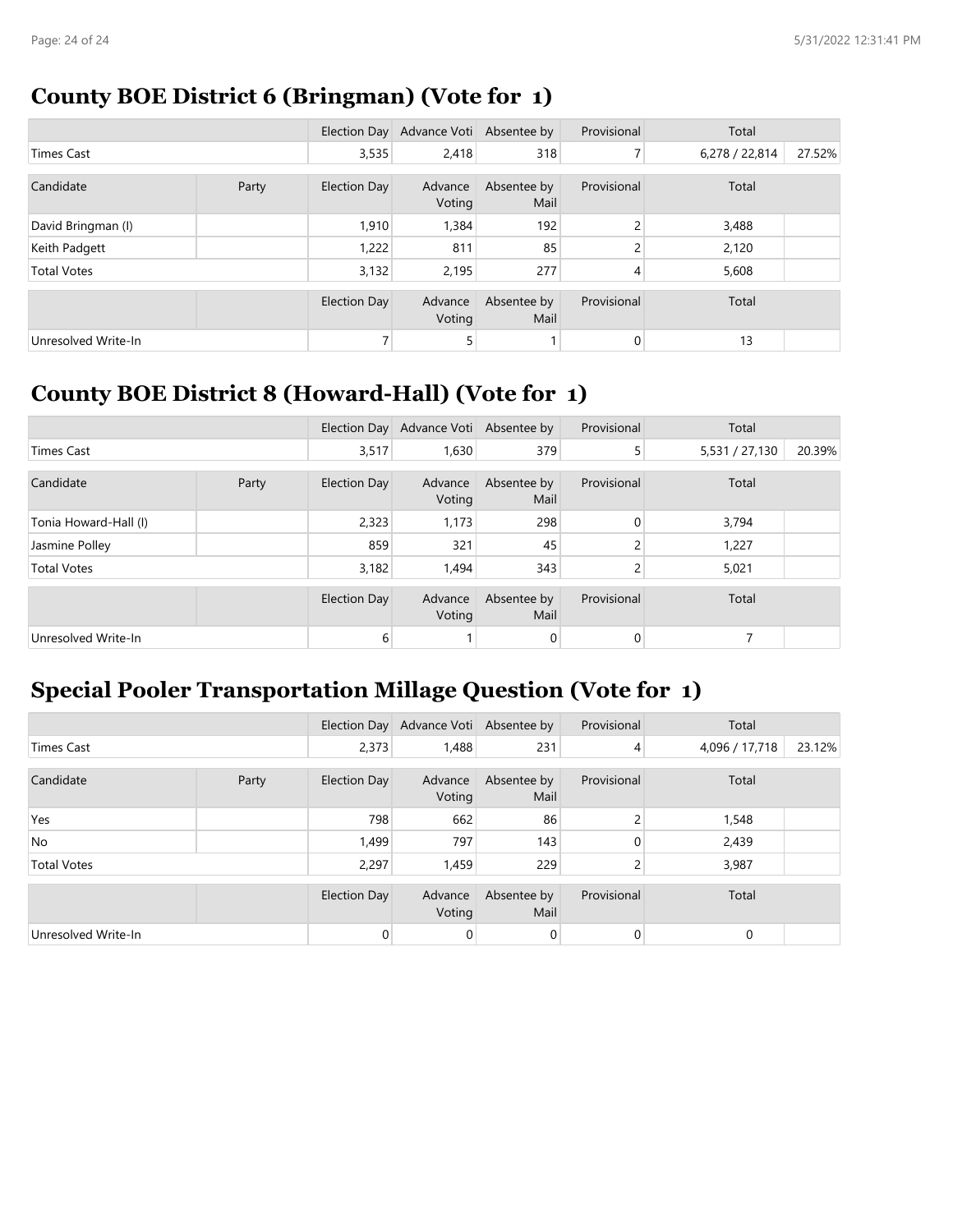## County BOE District 6 (Bringman) (Vote for 1)

| | | Election Day | Advance Voti | Absentee by | Provisional | Total | |
|---|---|---|---|---|---|---|---|
| Times Cast | | 3,535 | 2,418 | 318 | 7 | 6,278 / 22,814 | 27.52% |

| Candidate | Party | Election Day | Advance Voting | Absentee by Mail | Provisional | Total | |
|---|---|---|---|---|---|---|---|
| David Bringman (I) | | 1,910 | 1,384 | 192 | 2 | 3,488 | |
| Keith Padgett | | 1,222 | 811 | 85 | 2 | 2,120 | |
| Total Votes | | 3,132 | 2,195 | 277 | 4 | 5,608 | |

| | | Election Day | Advance Voting | Absentee by Mail | Provisional | Total | |
|---|---|---|---|---|---|---|---|
| Unresolved Write-In | | 7 | 5 | 1 | 0 | 13 | |

## County BOE District 8 (Howard-Hall) (Vote for 1)

| | | Election Day | Advance Voti | Absentee by | Provisional | Total | |
|---|---|---|---|---|---|---|---|
| Times Cast | | 3,517 | 1,630 | 379 | 5 | 5,531 / 27,130 | 20.39% |

| Candidate | Party | Election Day | Advance Voting | Absentee by Mail | Provisional | Total | |
|---|---|---|---|---|---|---|---|
| Tonia Howard-Hall (I) | | 2,323 | 1,173 | 298 | 0 | 3,794 | |
| Jasmine Polley | | 859 | 321 | 45 | 2 | 1,227 | |
| Total Votes | | 3,182 | 1,494 | 343 | 2 | 5,021 | |

| | | Election Day | Advance Voting | Absentee by Mail | Provisional | Total | |
|---|---|---|---|---|---|---|---|
| Unresolved Write-In | | 6 | 1 | 0 | 0 | 7 | |

## Special Pooler Transportation Millage Question (Vote for 1)

| | | Election Day | Advance Voti | Absentee by | Provisional | Total | |
|---|---|---|---|---|---|---|---|
| Times Cast | | 2,373 | 1,488 | 231 | 4 | 4,096 / 17,718 | 23.12% |

| Candidate | Party | Election Day | Advance Voting | Absentee by Mail | Provisional | Total | |
|---|---|---|---|---|---|---|---|
| Yes | | 798 | 662 | 86 | 2 | 1,548 | |
| No | | 1,499 | 797 | 143 | 0 | 2,439 | |
| Total Votes | | 2,297 | 1,459 | 229 | 2 | 3,987 | |

| | | Election Day | Advance Voting | Absentee by Mail | Provisional | Total | |
|---|---|---|---|---|---|---|---|
| Unresolved Write-In | | 0 | 0 | 0 | 0 | 0 | |